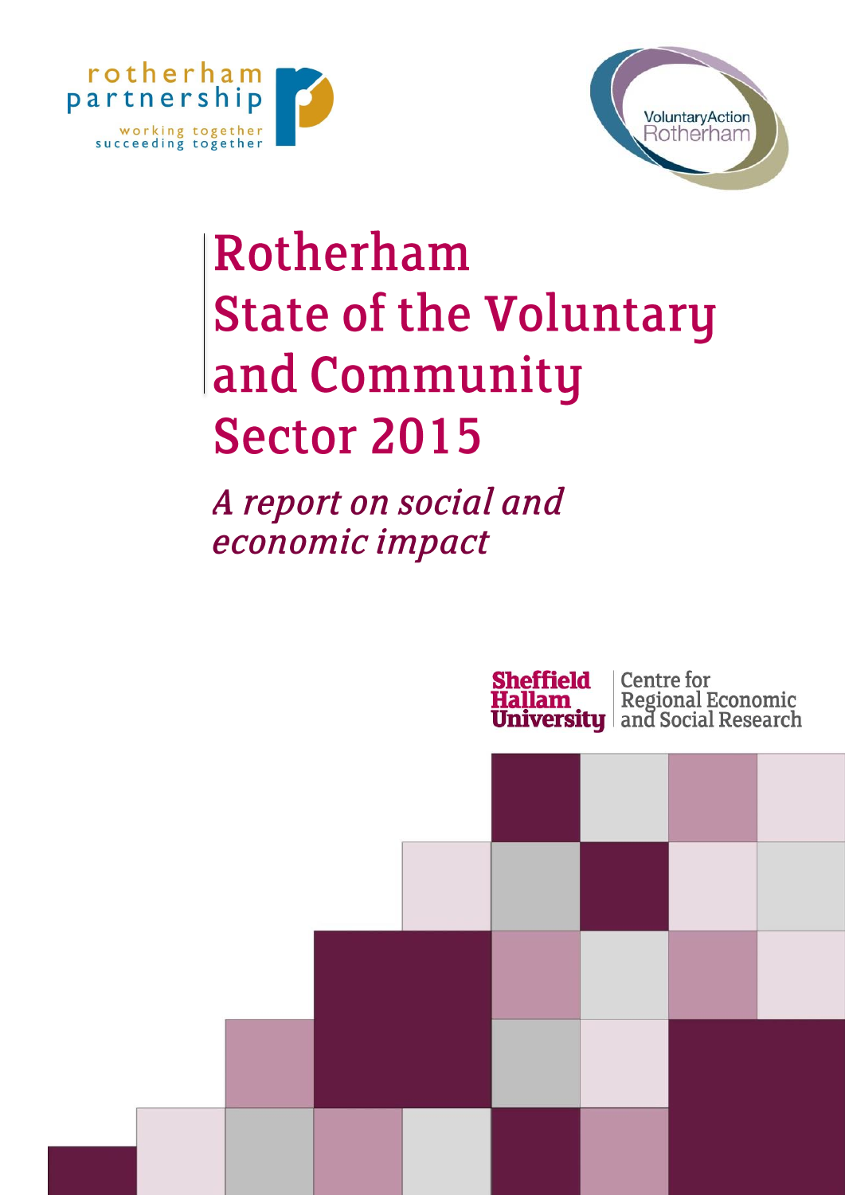rotherham partnership

working together succeeding together

VoluntaryAction Rotherham

# Rotherham State of the Voluntary and Community Sector 2015

*A report on social and economic impact*

Sheffield Hallam University | Centre for Regional Economic and Social Research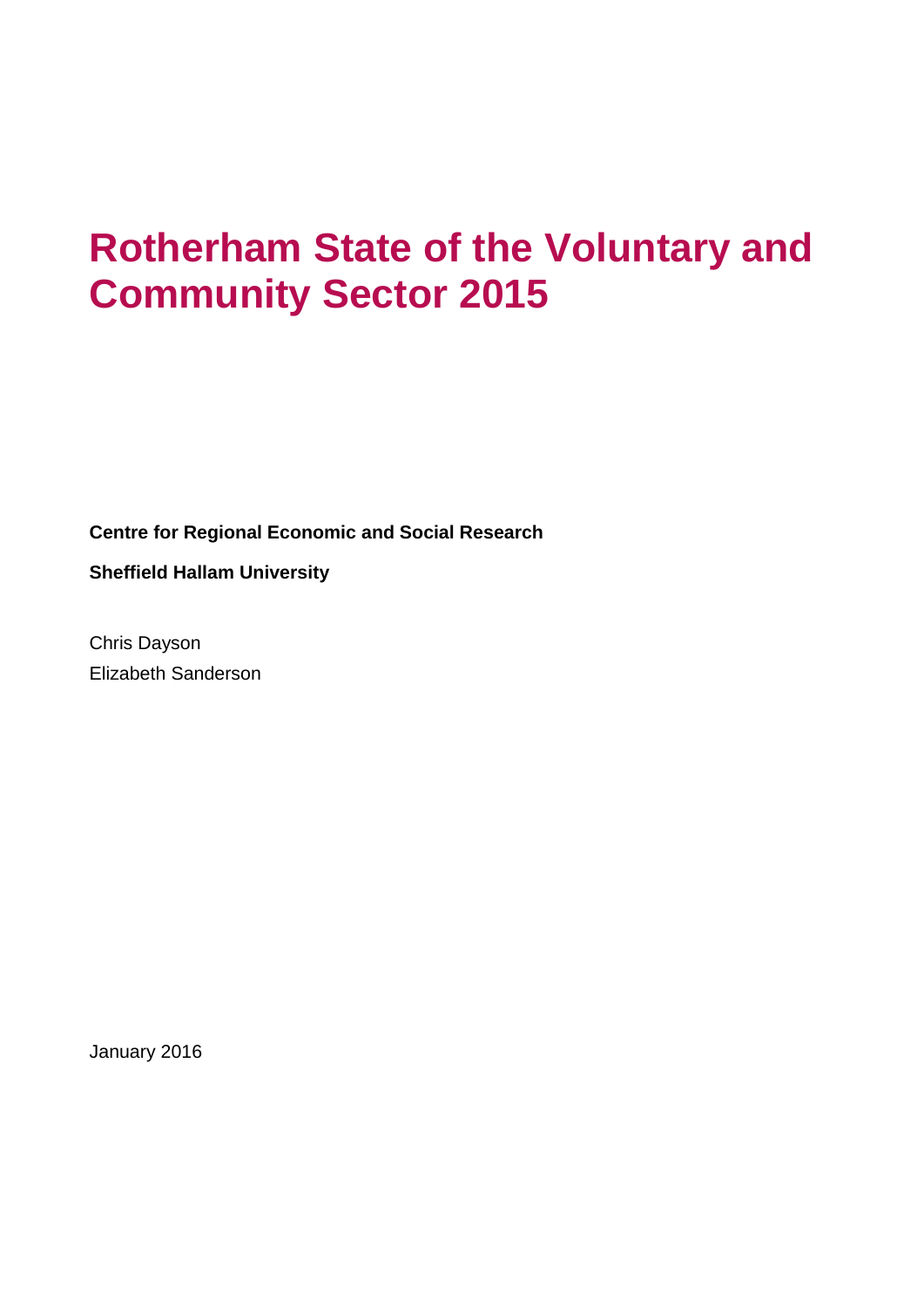# Rotherham State of the Voluntary and Community Sector 2015

**Centre for Regional Economic and Social Research**

**Sheffield Hallam University**

Chris Dayson
Elizabeth Sanderson

January 2016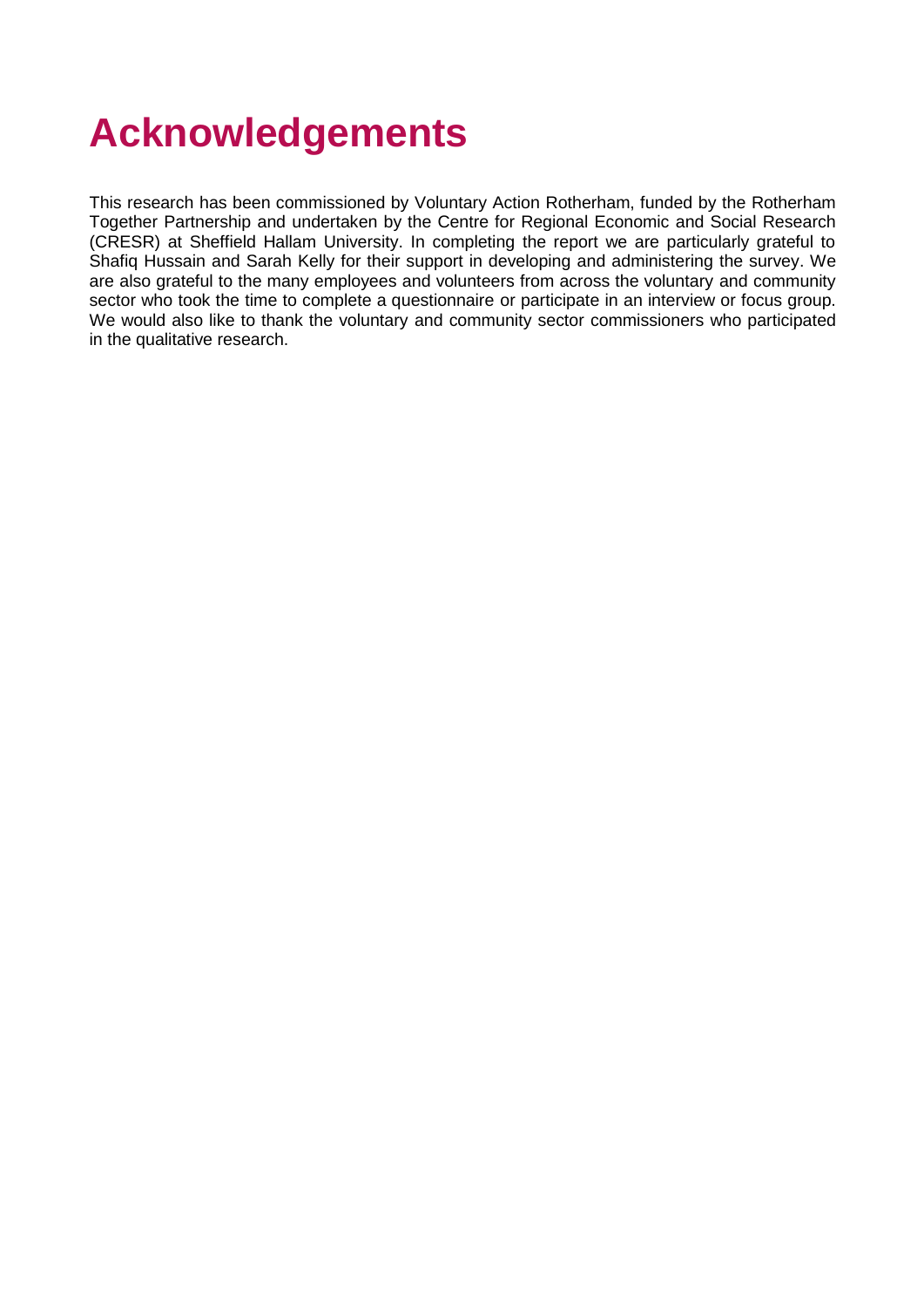# Acknowledgements

This research has been commissioned by Voluntary Action Rotherham, funded by the Rotherham Together Partnership and undertaken by the Centre for Regional Economic and Social Research (CRESR) at Sheffield Hallam University. In completing the report we are particularly grateful to Shafiq Hussain and Sarah Kelly for their support in developing and administering the survey. We are also grateful to the many employees and volunteers from across the voluntary and community sector who took the time to complete a questionnaire or participate in an interview or focus group. We would also like to thank the voluntary and community sector commissioners who participated in the qualitative research.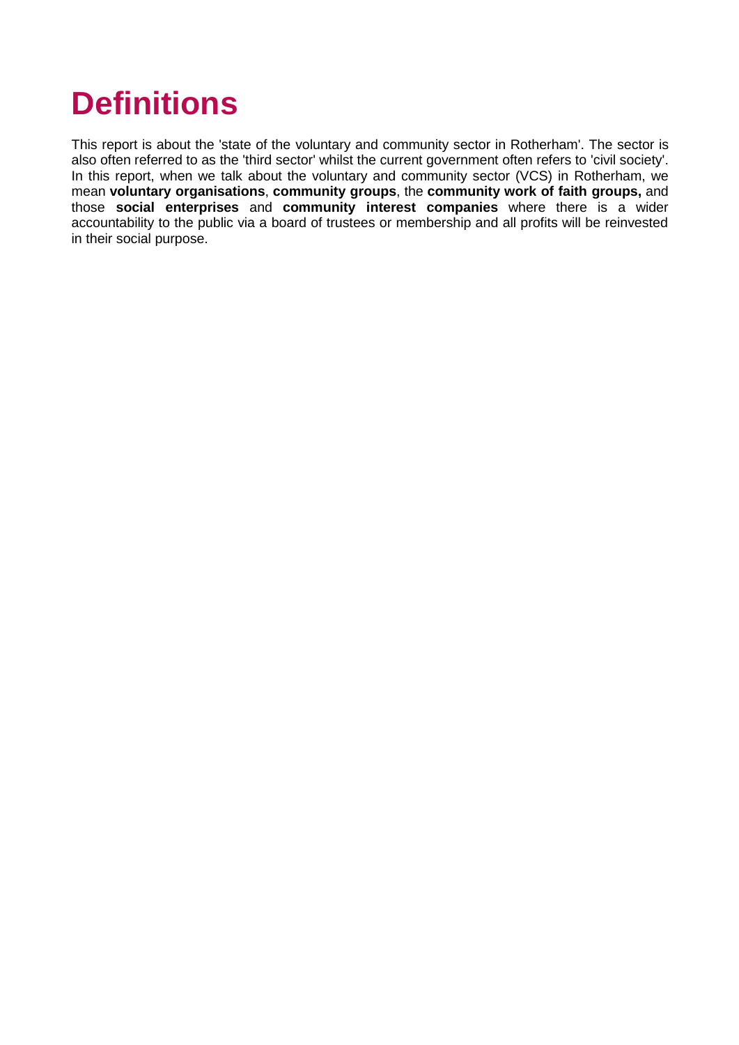# Definitions

This report is about the 'state of the voluntary and community sector in Rotherham'. The sector is also often referred to as the 'third sector' whilst the current government often refers to 'civil society'. In this report, when we talk about the voluntary and community sector (VCS) in Rotherham, we mean **voluntary organisations**, **community groups**, the **community work of faith groups,** and those **social enterprises** and **community interest companies** where there is a wider accountability to the public via a board of trustees or membership and all profits will be reinvested in their social purpose.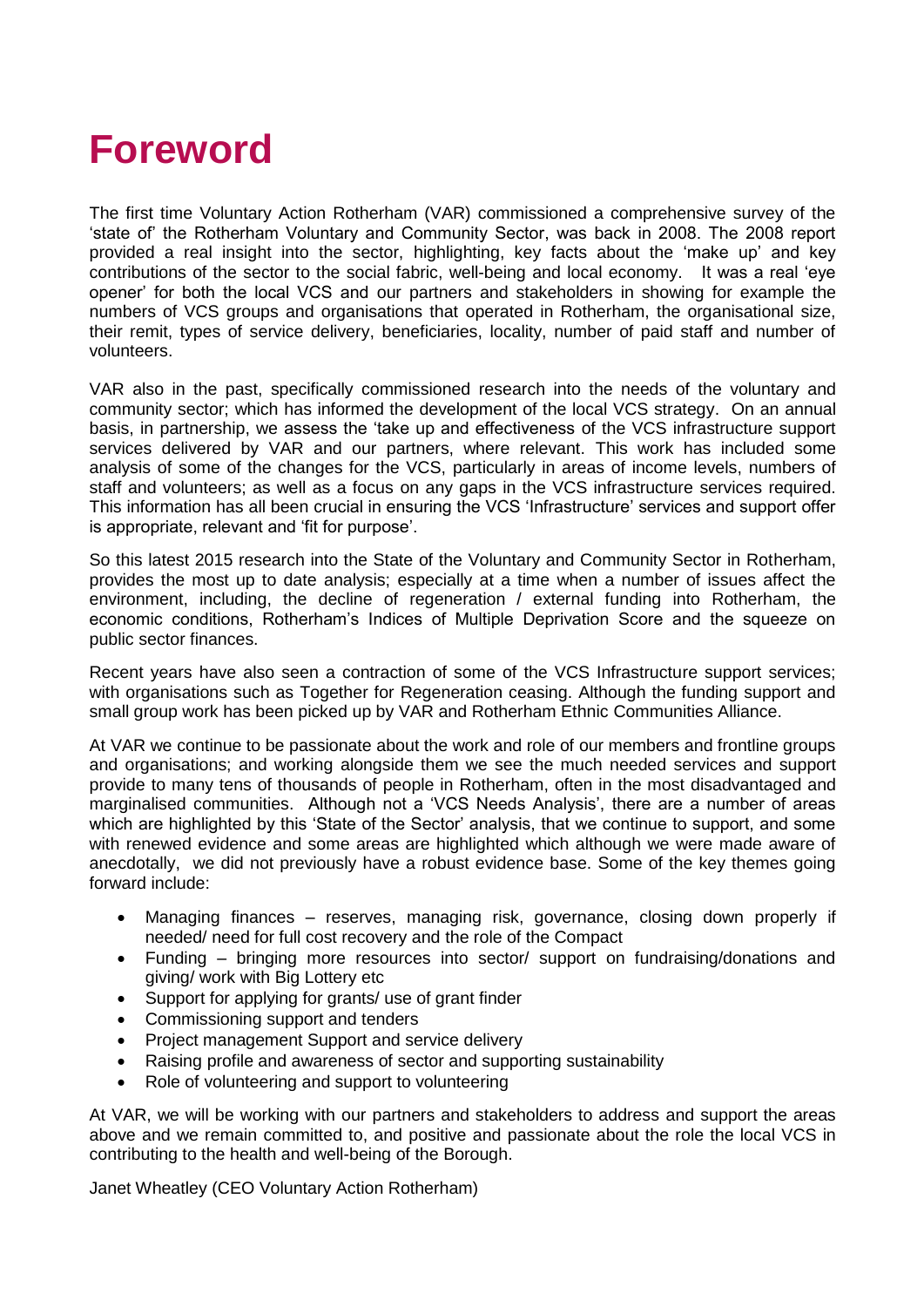# Foreword

The first time Voluntary Action Rotherham (VAR) commissioned a comprehensive survey of the 'state of' the Rotherham Voluntary and Community Sector, was back in 2008. The 2008 report provided a real insight into the sector, highlighting, key facts about the 'make up' and key contributions of the sector to the social fabric, well-being and local economy. It was a real 'eye opener' for both the local VCS and our partners and stakeholders in showing for example the numbers of VCS groups and organisations that operated in Rotherham, the organisational size, their remit, types of service delivery, beneficiaries, locality, number of paid staff and number of volunteers.

VAR also in the past, specifically commissioned research into the needs of the voluntary and community sector; which has informed the development of the local VCS strategy. On an annual basis, in partnership, we assess the 'take up and effectiveness of the VCS infrastructure support services delivered by VAR and our partners, where relevant. This work has included some analysis of some of the changes for the VCS, particularly in areas of income levels, numbers of staff and volunteers; as well as a focus on any gaps in the VCS infrastructure services required. This information has all been crucial in ensuring the VCS 'Infrastructure' services and support offer is appropriate, relevant and 'fit for purpose'.

So this latest 2015 research into the State of the Voluntary and Community Sector in Rotherham, provides the most up to date analysis; especially at a time when a number of issues affect the environment, including, the decline of regeneration / external funding into Rotherham, the economic conditions, Rotherham's Indices of Multiple Deprivation Score and the squeeze on public sector finances.

Recent years have also seen a contraction of some of the VCS Infrastructure support services; with organisations such as Together for Regeneration ceasing. Although the funding support and small group work has been picked up by VAR and Rotherham Ethnic Communities Alliance.

At VAR we continue to be passionate about the work and role of our members and frontline groups and organisations; and working alongside them we see the much needed services and support provide to many tens of thousands of people in Rotherham, often in the most disadvantaged and marginalised communities. Although not a 'VCS Needs Analysis', there are a number of areas which are highlighted by this 'State of the Sector' analysis, that we continue to support, and some with renewed evidence and some areas are highlighted which although we were made aware of anecdotally, we did not previously have a robust evidence base. Some of the key themes going forward include:

- Managing finances – reserves, managing risk, governance, closing down properly if needed/ need for full cost recovery and the role of the Compact
- Funding – bringing more resources into sector/ support on fundraising/donations and giving/ work with Big Lottery etc
- Support for applying for grants/ use of grant finder
- Commissioning support and tenders
- Project management Support and service delivery
- Raising profile and awareness of sector and supporting sustainability
- Role of volunteering and support to volunteering

At VAR, we will be working with our partners and stakeholders to address and support the areas above and we remain committed to, and positive and passionate about the role the local VCS in contributing to the health and well-being of the Borough.

Janet Wheatley (CEO Voluntary Action Rotherham)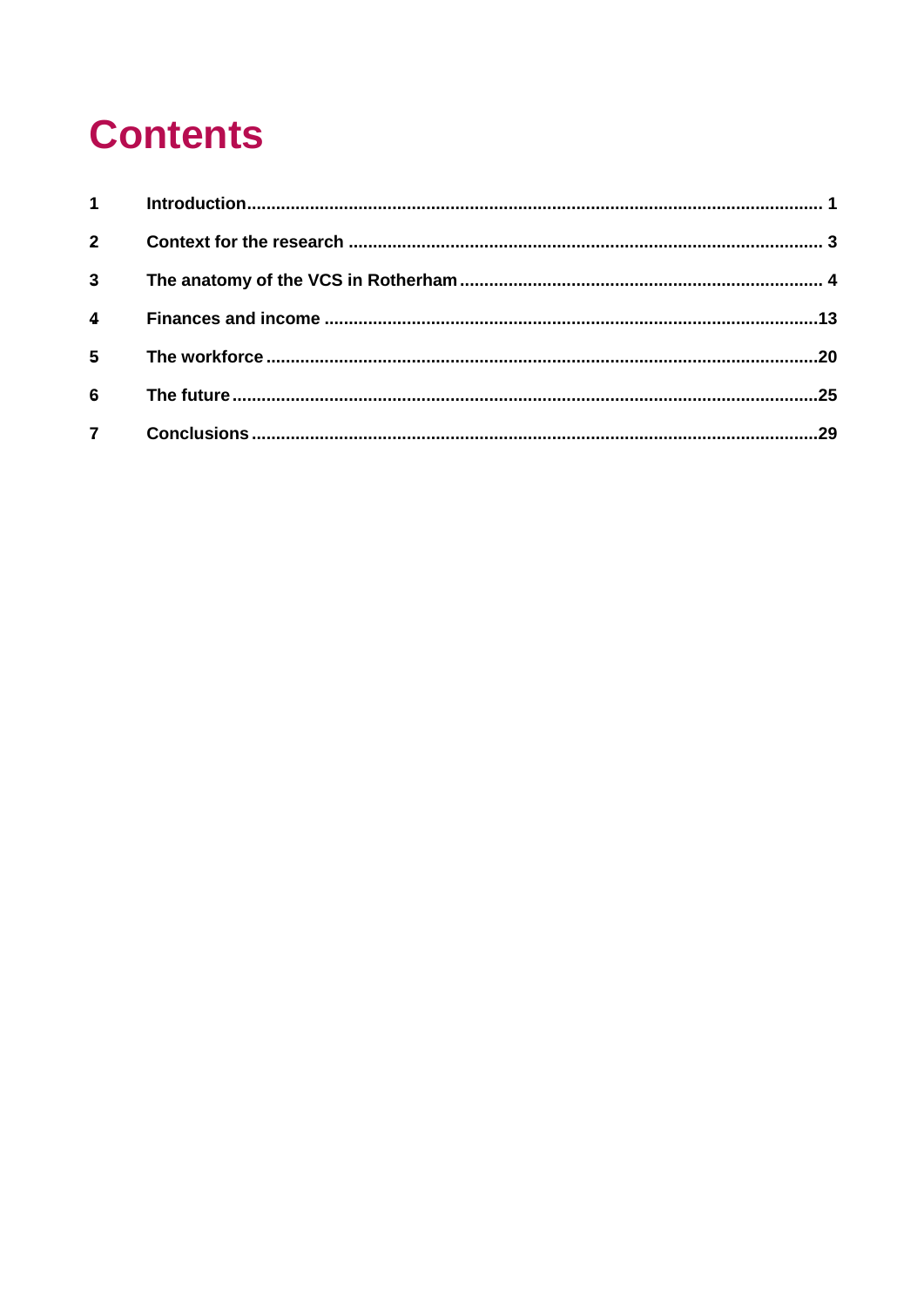# Contents

| | | |
|---|---|---|
| **1** | **Introduction** | **1** |
| **2** | **Context for the research** | **3** |
| **3** | **The anatomy of the VCS in Rotherham** | **4** |
| **4** | **Finances and income** | **13** |
| **5** | **The workforce** | **20** |
| **6** | **The future** | **25** |
| **7** | **Conclusions** | **29** |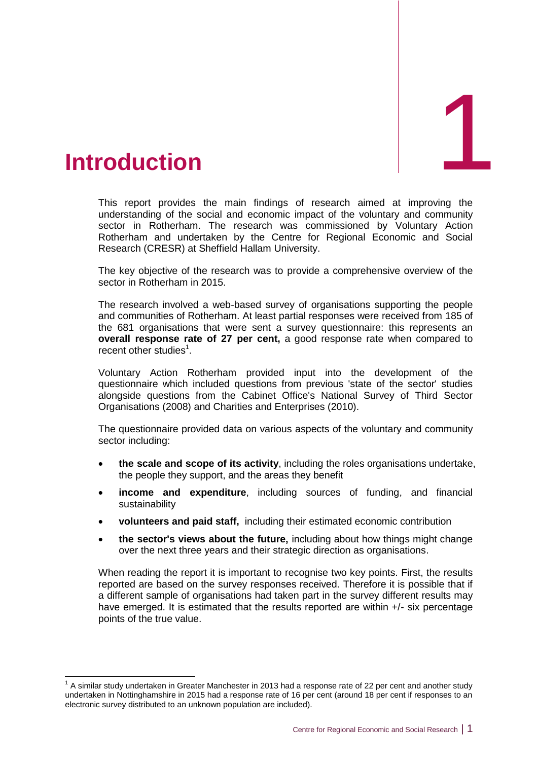# 1 Introduction

This report provides the main findings of research aimed at improving the understanding of the social and economic impact of the voluntary and community sector in Rotherham. The research was commissioned by Voluntary Action Rotherham and undertaken by the Centre for Regional Economic and Social Research (CRESR) at Sheffield Hallam University.

The key objective of the research was to provide a comprehensive overview of the sector in Rotherham in 2015.

The research involved a web-based survey of organisations supporting the people and communities of Rotherham. At least partial responses were received from 185 of the 681 organisations that were sent a survey questionnaire: this represents an **overall response rate of 27 per cent,** a good response rate when compared to recent other studies[1].

Voluntary Action Rotherham provided input into the development of the questionnaire which included questions from previous 'state of the sector' studies alongside questions from the Cabinet Office's National Survey of Third Sector Organisations (2008) and Charities and Enterprises (2010).

The questionnaire provided data on various aspects of the voluntary and community sector including:

- **the scale and scope of its activity**, including the roles organisations undertake, the people they support, and the areas they benefit
- **income and expenditure**, including sources of funding, and financial sustainability
- **volunteers and paid staff,** including their estimated economic contribution
- **the sector's views about the future,** including about how things might change over the next three years and their strategic direction as organisations.

When reading the report it is important to recognise two key points. First, the results reported are based on the survey responses received. Therefore it is possible that if a different sample of organisations had taken part in the survey different results may have emerged. It is estimated that the results reported are within +/- six percentage points of the true value.

[1] A similar study undertaken in Greater Manchester in 2013 had a response rate of 22 per cent and another study undertaken in Nottinghamshire in 2015 had a response rate of 16 per cent (around 18 per cent if responses to an electronic survey distributed to an unknown population are included).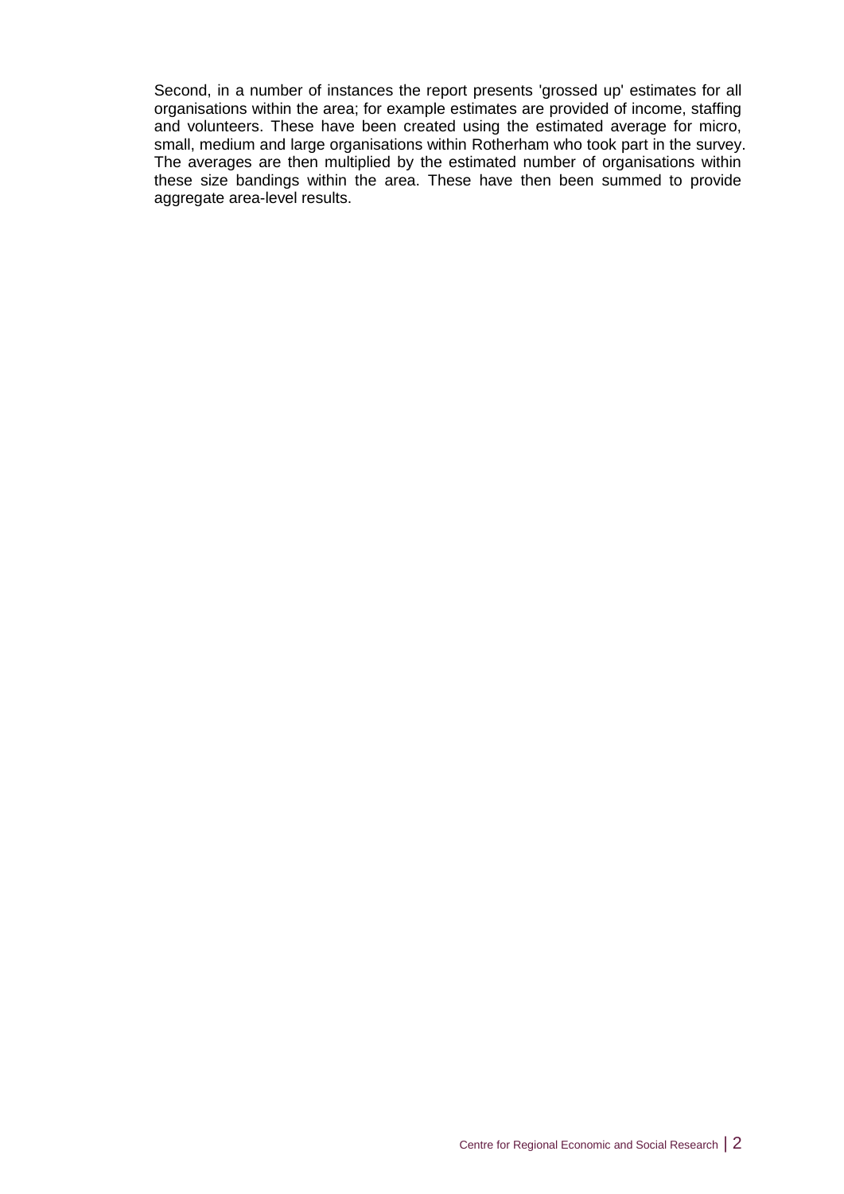Second, in a number of instances the report presents 'grossed up' estimates for all organisations within the area; for example estimates are provided of income, staffing and volunteers. These have been created using the estimated average for micro, small, medium and large organisations within Rotherham who took part in the survey. The averages are then multiplied by the estimated number of organisations within these size bandings within the area. These have then been summed to provide aggregate area-level results.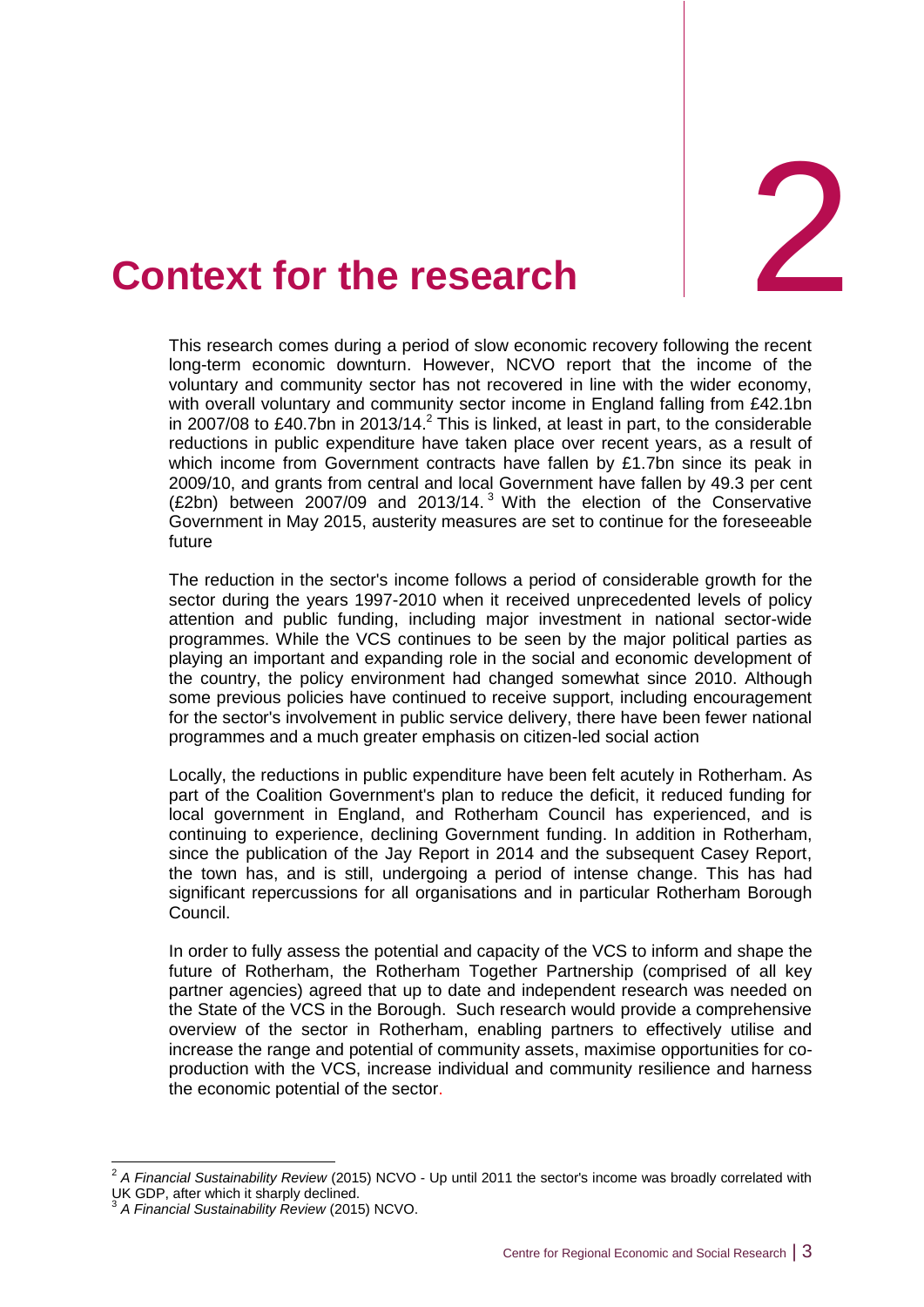# 2 Context for the research

This research comes during a period of slow economic recovery following the recent long-term economic downturn. However, NCVO report that the income of the voluntary and community sector has not recovered in line with the wider economy, with overall voluntary and community sector income in England falling from £42.1bn in 2007/08 to £40.7bn in 2013/14.[2] This is linked, at least in part, to the considerable reductions in public expenditure have taken place over recent years, as a result of which income from Government contracts have fallen by £1.7bn since its peak in 2009/10, and grants from central and local Government have fallen by 49.3 per cent (£2bn) between 2007/09 and 2013/14.[3] With the election of the Conservative Government in May 2015, austerity measures are set to continue for the foreseeable future

The reduction in the sector's income follows a period of considerable growth for the sector during the years 1997-2010 when it received unprecedented levels of policy attention and public funding, including major investment in national sector-wide programmes. While the VCS continues to be seen by the major political parties as playing an important and expanding role in the social and economic development of the country, the policy environment had changed somewhat since 2010. Although some previous policies have continued to receive support, including encouragement for the sector's involvement in public service delivery, there have been fewer national programmes and a much greater emphasis on citizen-led social action

Locally, the reductions in public expenditure have been felt acutely in Rotherham. As part of the Coalition Government's plan to reduce the deficit, it reduced funding for local government in England, and Rotherham Council has experienced, and is continuing to experience, declining Government funding. In addition in Rotherham, since the publication of the Jay Report in 2014 and the subsequent Casey Report, the town has, and is still, undergoing a period of intense change. This has had significant repercussions for all organisations and in particular Rotherham Borough Council.

In order to fully assess the potential and capacity of the VCS to inform and shape the future of Rotherham, the Rotherham Together Partnership (comprised of all key partner agencies) agreed that up to date and independent research was needed on the State of the VCS in the Borough. Such research would provide a comprehensive overview of the sector in Rotherham, enabling partners to effectively utilise and increase the range and potential of community assets, maximise opportunities for co-production with the VCS, increase individual and community resilience and harness the economic potential of the sector.

---

[2] *A Financial Sustainability Review* (2015) NCVO - Up until 2011 the sector's income was broadly correlated with UK GDP, after which it sharply declined.

[3] *A Financial Sustainability Review* (2015) NCVO.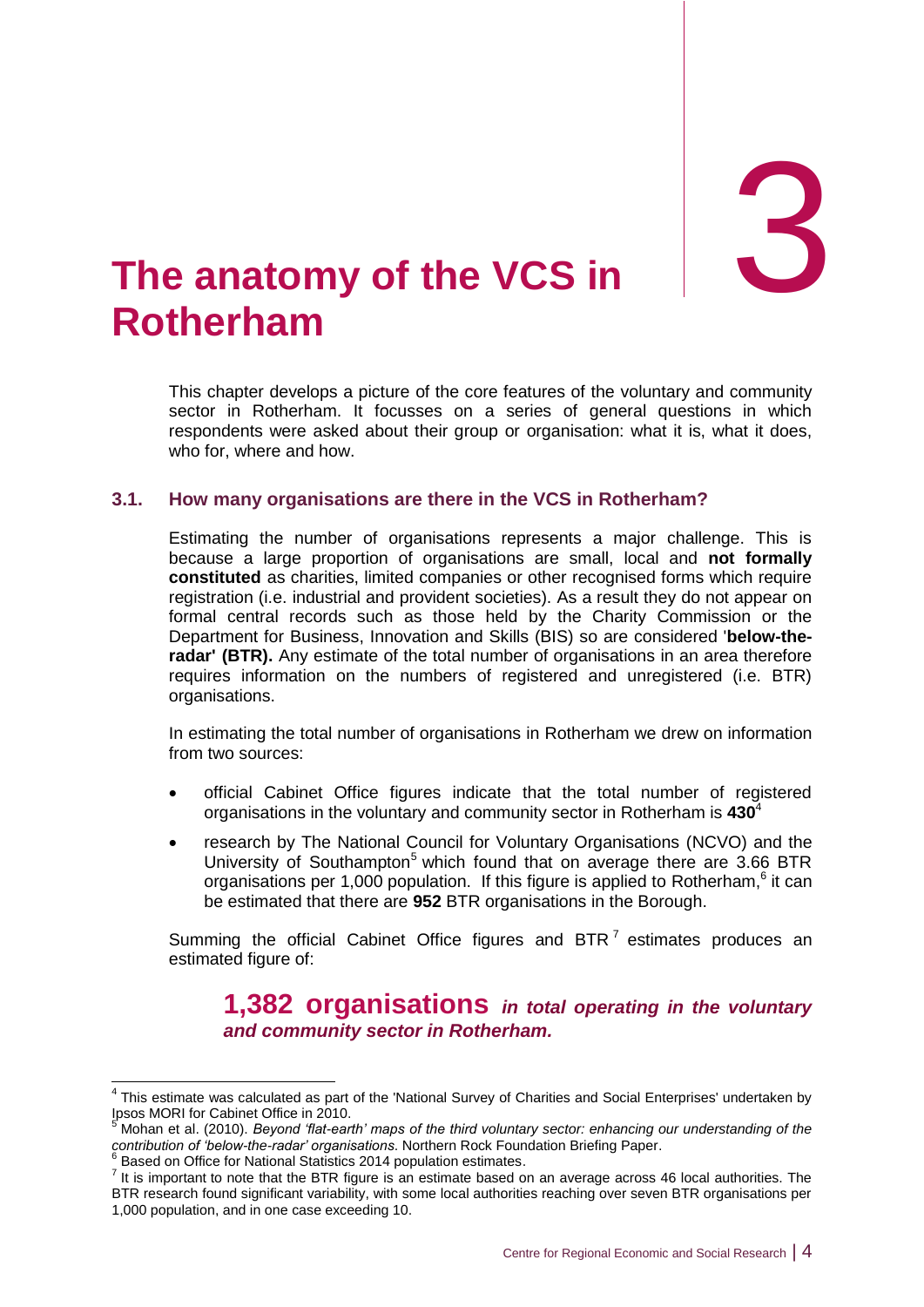# 3 The anatomy of the VCS in Rotherham

This chapter develops a picture of the core features of the voluntary and community sector in Rotherham. It focusses on a series of general questions in which respondents were asked about their group or organisation: what it is, what it does, who for, where and how.

## 3.1. How many organisations are there in the VCS in Rotherham?

Estimating the number of organisations represents a major challenge. This is because a large proportion of organisations are small, local and **not formally constituted** as charities, limited companies or other recognised forms which require registration (i.e. industrial and provident societies). As a result they do not appear on formal central records such as those held by the Charity Commission or the Department for Business, Innovation and Skills (BIS) so are considered '**below-the-radar' (BTR).** Any estimate of the total number of organisations in an area therefore requires information on the numbers of registered and unregistered (i.e. BTR) organisations.

In estimating the total number of organisations in Rotherham we drew on information from two sources:

- official Cabinet Office figures indicate that the total number of registered organisations in the voluntary and community sector in Rotherham is **430**[4]
- research by The National Council for Voluntary Organisations (NCVO) and the University of Southampton[5] which found that on average there are 3.66 BTR organisations per 1,000 population. If this figure is applied to Rotherham,[6] it can be estimated that there are **952** BTR organisations in the Borough.

Summing the official Cabinet Office figures and BTR[7] estimates produces an estimated figure of:

**1,382 organisations** ***in total operating in the voluntary and community sector in Rotherham.***

---

[4] This estimate was calculated as part of the 'National Survey of Charities and Social Enterprises' undertaken by Ipsos MORI for Cabinet Office in 2010.

[5] Mohan et al. (2010). *Beyond 'flat-earth' maps of the third voluntary sector: enhancing our understanding of the contribution of 'below-the-radar' organisations*. Northern Rock Foundation Briefing Paper.

[6] Based on Office for National Statistics 2014 population estimates.

[7] It is important to note that the BTR figure is an estimate based on an average across 46 local authorities. The BTR research found significant variability, with some local authorities reaching over seven BTR organisations per 1,000 population, and in one case exceeding 10.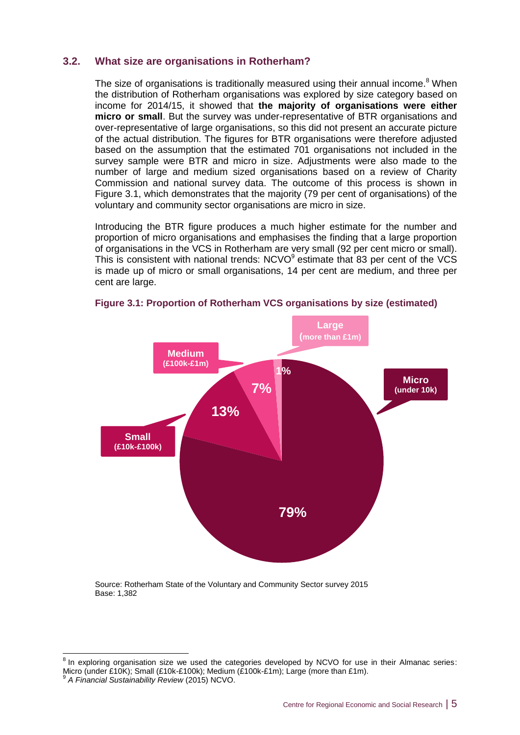### 3.2. What size are organisations in Rotherham?

The size of organisations is traditionally measured using their annual income.[8] When the distribution of Rotherham organisations was explored by size category based on income for 2014/15, it showed that **the majority of organisations were either micro or small**. But the survey was under-representative of BTR organisations and over-representative of large organisations, so this did not present an accurate picture of the actual distribution. The figures for BTR organisations were therefore adjusted based on the assumption that the estimated 701 organisations not included in the survey sample were BTR and micro in size. Adjustments were also made to the number of large and medium sized organisations based on a review of Charity Commission and national survey data. The outcome of this process is shown in Figure 3.1, which demonstrates that the majority (79 per cent of organisations) of the voluntary and community sector organisations are micro in size.

Introducing the BTR figure produces a much higher estimate for the number and proportion of micro organisations and emphasises the finding that a large proportion of organisations in the VCS in Rotherham are very small (92 per cent micro or small). This is consistent with national trends: NCVO[9] estimate that 83 per cent of the VCS is made up of micro or small organisations, 14 per cent are medium, and three per cent are large.

**Figure 3.1: Proportion of Rotherham VCS organisations by size (estimated)**

| Size | Proportion |
|---|---|
| Micro (under 10k) | 79% |
| Small (£10k-£100k) | 13% |
| Medium (£100k-£1m) | 7% |
| Large (more than £1m) | 1% |

Source: Rotherham State of the Voluntary and Community Sector survey 2015
Base: 1,382

---

[8] In exploring organisation size we used the categories developed by NCVO for use in their Almanac series: Micro (under £10K); Small (£10k-£100k); Medium (£100k-£1m); Large (more than £1m).

[9] *A Financial Sustainability Review* (2015) NCVO.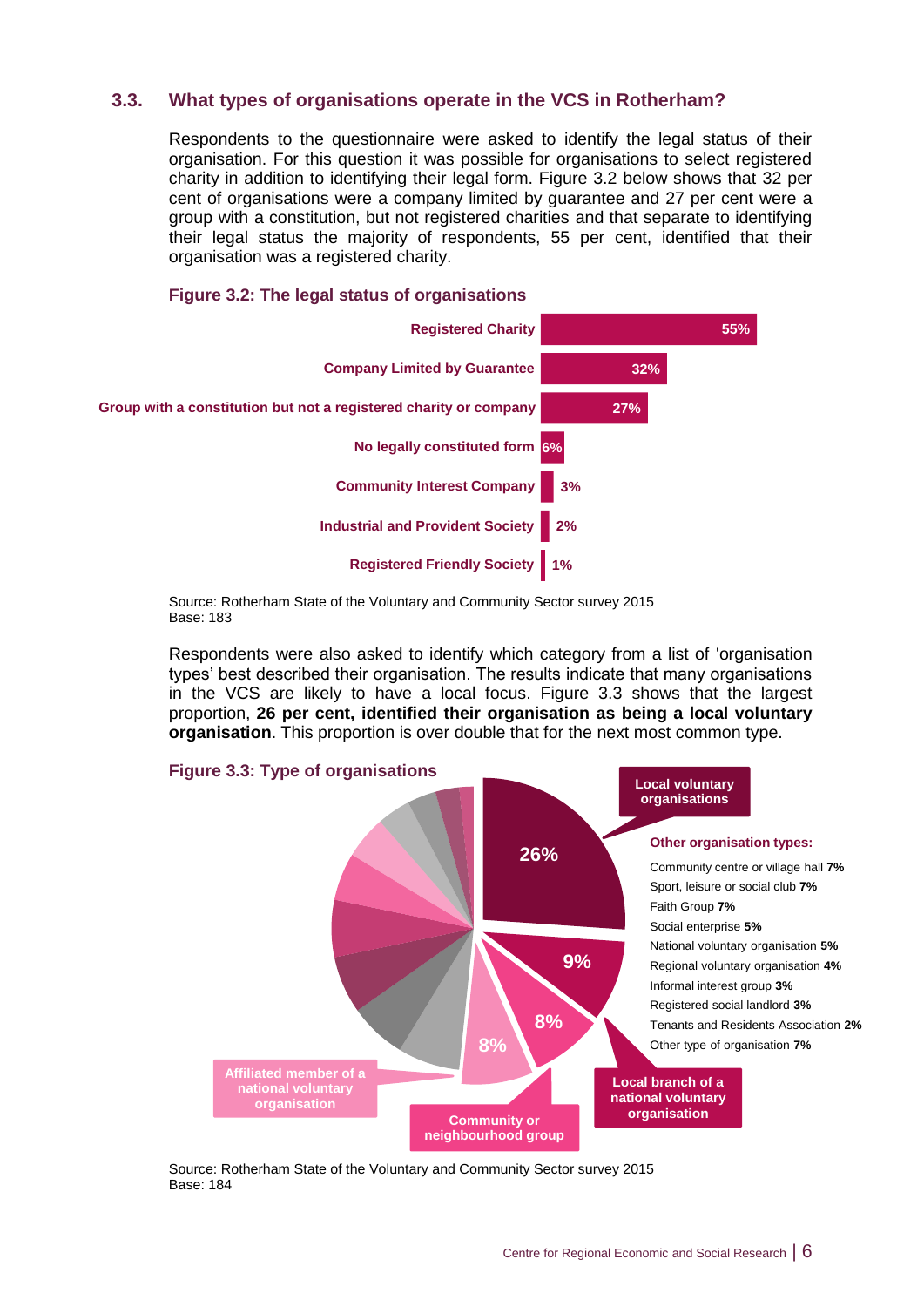### 3.3. What types of organisations operate in the VCS in Rotherham?

Respondents to the questionnaire were asked to identify the legal status of their organisation. For this question it was possible for organisations to select registered charity in addition to identifying their legal form. Figure 3.2 below shows that 32 per cent of organisations were a company limited by guarantee and 27 per cent were a group with a constitution, but not registered charities and that separate to identifying their legal status the majority of respondents, 55 per cent, identified that their organisation was a registered charity.

**Figure 3.2: The legal status of organisations**

| Legal status | % |
|---|---|
| Registered Charity | 55% |
| Company Limited by Guarantee | 32% |
| Group with a constitution but not a registered charity or company | 27% |
| No legally constituted form | 6% |
| Community Interest Company | 3% |
| Industrial and Provident Society | 2% |
| Registered Friendly Society | 1% |

Source: Rotherham State of the Voluntary and Community Sector survey 2015
Base: 183

Respondents were also asked to identify which category from a list of 'organisation types' best described their organisation. The results indicate that many organisations in the VCS are likely to have a local focus. Figure 3.3 shows that the largest proportion, **26 per cent, identified their organisation as being a local voluntary organisation**. This proportion is over double that for the next most common type.

**Figure 3.3: Type of organisations**

| Organisation type | % |
|---|---|
| Local voluntary organisations | 26% |
| Local branch of a national voluntary organisation | 9% |
| Community or neighbourhood group | 8% |
| Affiliated member of a national voluntary organisation | 8% |

Other organisation types:

| Organisation type | % |
|---|---|
| Community centre or village hall | 7% |
| Sport, leisure or social club | 7% |
| Faith Group | 7% |
| Social enterprise | 5% |
| National voluntary organisation | 5% |
| Regional voluntary organisation | 4% |
| Informal interest group | 3% |
| Registered social landlord | 3% |
| Tenants and Residents Association | 2% |
| Other type of organisation | 7% |

Source: Rotherham State of the Voluntary and Community Sector survey 2015
Base: 184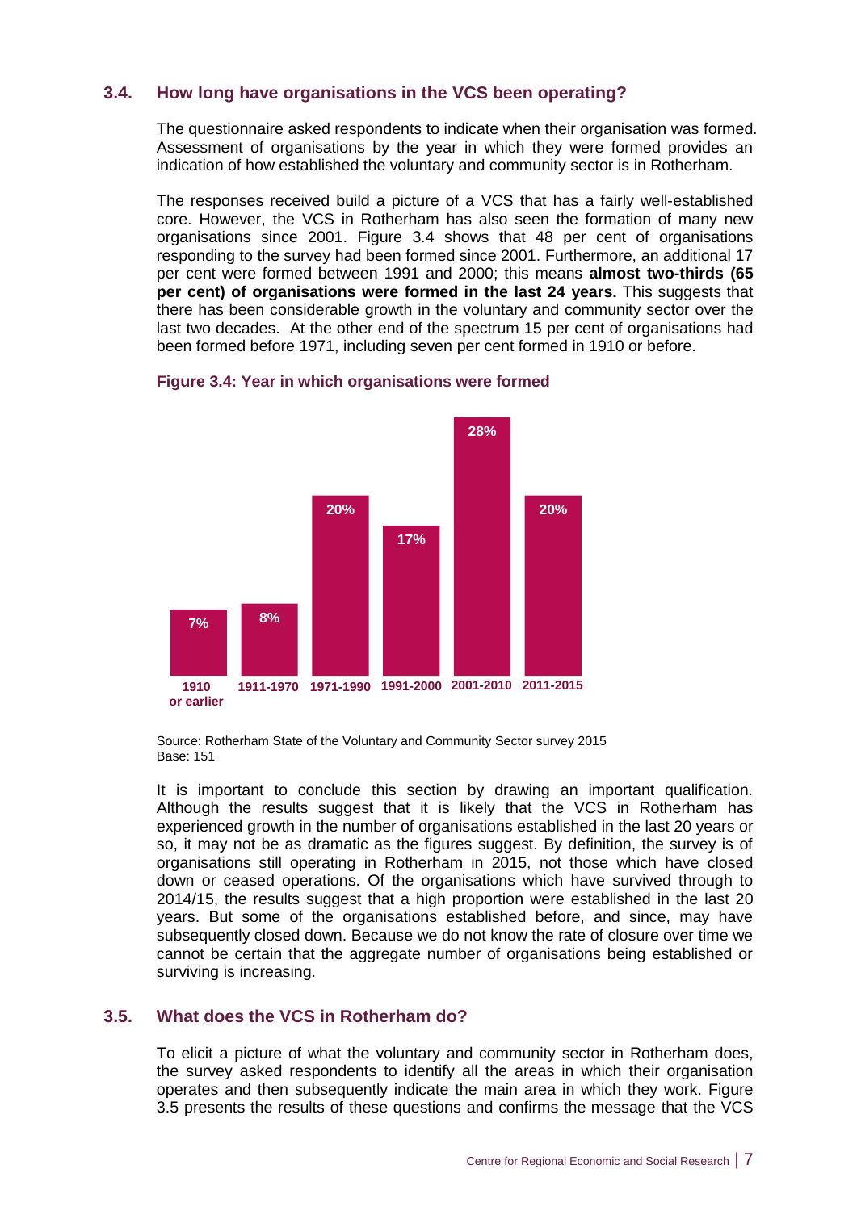## 3.4. How long have organisations in the VCS been operating?

The questionnaire asked respondents to indicate when their organisation was formed. Assessment of organisations by the year in which they were formed provides an indication of how established the voluntary and community sector is in Rotherham.

The responses received build a picture of a VCS that has a fairly well-established core. However, the VCS in Rotherham has also seen the formation of many new organisations since 2001. Figure 3.4 shows that 48 per cent of organisations responding to the survey had been formed since 2001. Furthermore, an additional 17 per cent were formed between 1991 and 2000; this means **almost two-thirds (65 per cent) of organisations were formed in the last 24 years.** This suggests that there has been considerable growth in the voluntary and community sector over the last two decades. At the other end of the spectrum 15 per cent of organisations had been formed before 1971, including seven per cent formed in 1910 or before.

**Figure 3.4: Year in which organisations were formed**

| Year formed | Per cent |
|---|---|
| 1910 or earlier | 7% |
| 1911-1970 | 8% |
| 1971-1990 | 20% |
| 1991-2000 | 17% |
| 2001-2010 | 28% |
| 2011-2015 | 20% |

Source: Rotherham State of the Voluntary and Community Sector survey 2015
Base: 151

It is important to conclude this section by drawing an important qualification. Although the results suggest that it is likely that the VCS in Rotherham has experienced growth in the number of organisations established in the last 20 years or so, it may not be as dramatic as the figures suggest. By definition, the survey is of organisations still operating in Rotherham in 2015, not those which have closed down or ceased operations. Of the organisations which have survived through to 2014/15, the results suggest that a high proportion were established in the last 20 years. But some of the organisations established before, and since, may have subsequently closed down. Because we do not know the rate of closure over time we cannot be certain that the aggregate number of organisations being established or surviving is increasing.

## 3.5. What does the VCS in Rotherham do?

To elicit a picture of what the voluntary and community sector in Rotherham does, the survey asked respondents to identify all the areas in which their organisation operates and then subsequently indicate the main area in which they work. Figure 3.5 presents the results of these questions and confirms the message that the VCS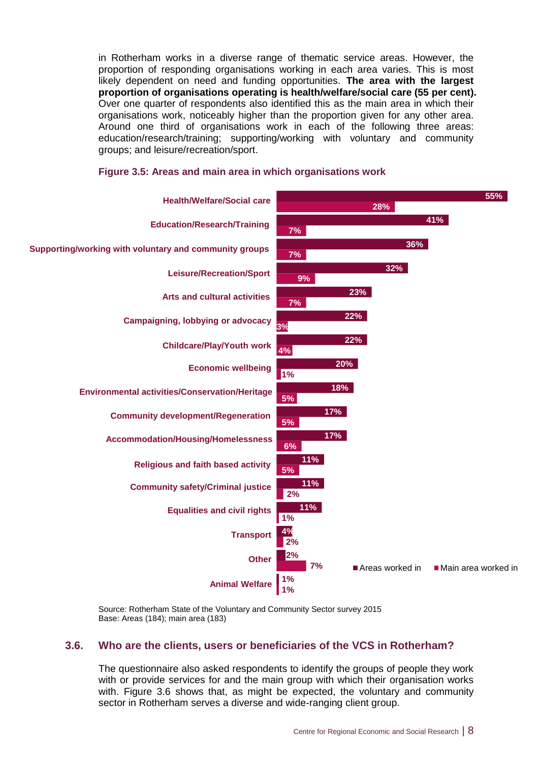in Rotherham works in a diverse range of thematic service areas. However, the proportion of responding organisations working in each area varies. This is most likely dependent on need and funding opportunities. **The area with the largest proportion of organisations operating is health/welfare/social care (55 per cent).** Over one quarter of respondents also identified this as the main area in which their organisations work, noticeably higher than the proportion given for any other area. Around one third of organisations work in each of the following three areas: education/research/training; supporting/working with voluntary and community groups; and leisure/recreation/sport.

**Figure 3.5: Areas and main area in which organisations work**

| Area | Areas worked in | Main area worked in |
|---|---|---|
| Health/Welfare/Social care | 55% | 28% |
| Education/Research/Training | 41% | 7% |
| Supporting/working with voluntary and community groups | 36% | 7% |
| Leisure/Recreation/Sport | 32% | 9% |
| Arts and cultural activities | 23% | 7% |
| Campaigning, lobbying or advocacy | 22% | 3% |
| Childcare/Play/Youth work | 22% | 4% |
| Economic wellbeing | 20% | 1% |
| Environmental activities/Conservation/Heritage | 18% | 5% |
| Community development/Regeneration | 17% | 5% |
| Accommodation/Housing/Homelessness | 17% | 6% |
| Religious and faith based activity | 11% | 5% |
| Community safety/Criminal justice | 11% | 2% |
| Equalities and civil rights | 11% | 1% |
| Transport | 4% | 2% |
| Other | 2% | 7% |
| Animal Welfare | 1% | 1% |

Source: Rotherham State of the Voluntary and Community Sector survey 2015
Base: Areas (184); main area (183)

## 3.6. Who are the clients, users or beneficiaries of the VCS in Rotherham?

The questionnaire also asked respondents to identify the groups of people they work with or provide services for and the main group with which their organisation works with. Figure 3.6 shows that, as might be expected, the voluntary and community sector in Rotherham serves a diverse and wide-ranging client group.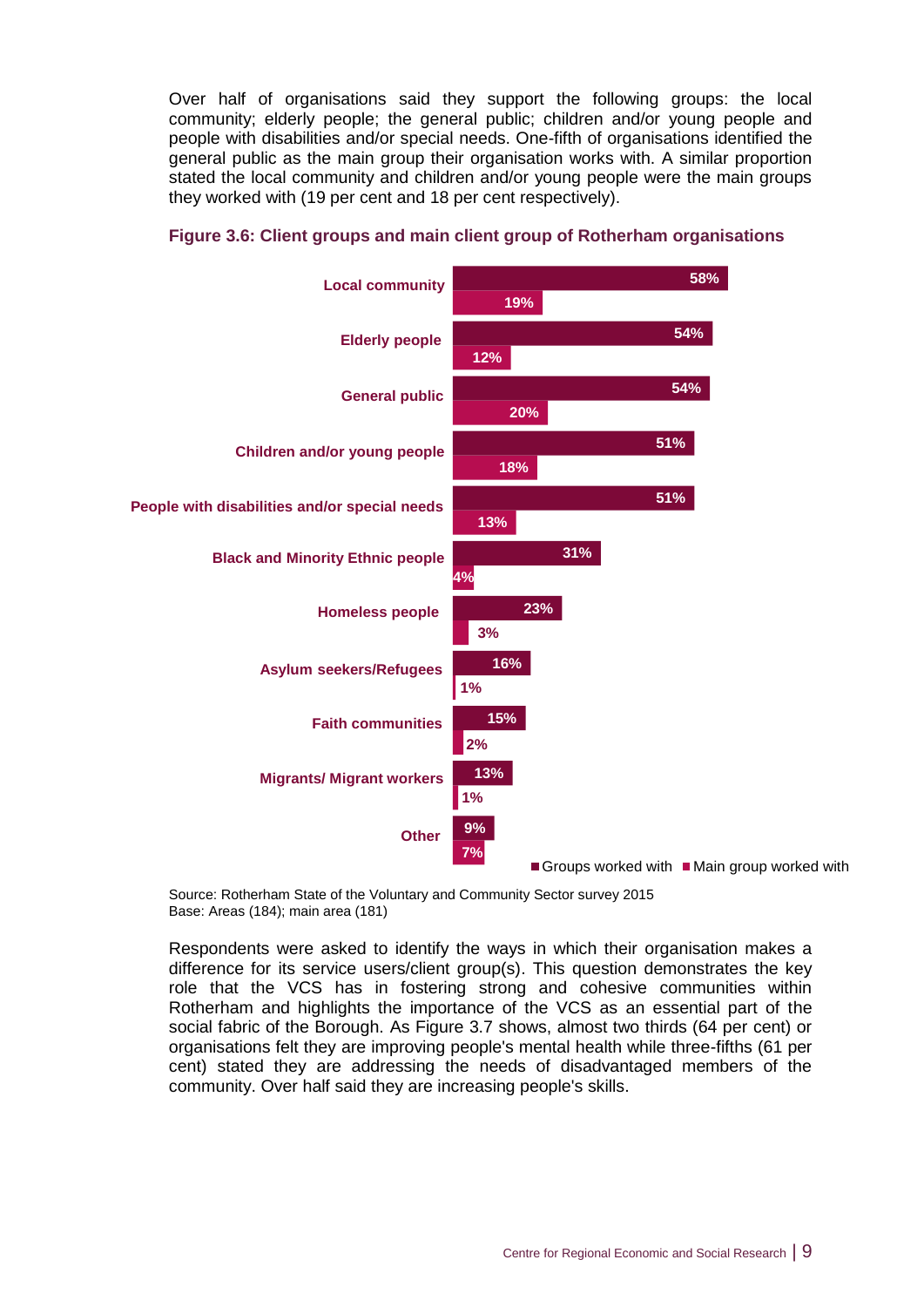Over half of organisations said they support the following groups: the local community; elderly people; the general public; children and/or young people and people with disabilities and/or special needs. One-fifth of organisations identified the general public as the main group their organisation works with. A similar proportion stated the local community and children and/or young people were the main groups they worked with (19 per cent and 18 per cent respectively).

**Figure 3.6: Client groups and main client group of Rotherham organisations**

| | Groups worked with | Main group worked with |
|---|---|---|
| Local community | 58% | 19% |
| Elderly people | 54% | 12% |
| General public | 54% | 20% |
| Children and/or young people | 51% | 18% |
| People with disabilities and/or special needs | 51% | 13% |
| Black and Minority Ethnic people | 31% | 4% |
| Homeless people | 23% | 3% |
| Asylum seekers/Refugees | 16% | 1% |
| Faith communities | 15% | 2% |
| Migrants/ Migrant workers | 13% | 1% |
| Other | 9% | 7% |

Source: Rotherham State of the Voluntary and Community Sector survey 2015
Base: Areas (184); main area (181)

Respondents were asked to identify the ways in which their organisation makes a difference for its service users/client group(s). This question demonstrates the key role that the VCS has in fostering strong and cohesive communities within Rotherham and highlights the importance of the VCS as an essential part of the social fabric of the Borough. As Figure 3.7 shows, almost two thirds (64 per cent) or organisations felt they are improving people's mental health while three-fifths (61 per cent) stated they are addressing the needs of disadvantaged members of the community. Over half said they are increasing people's skills.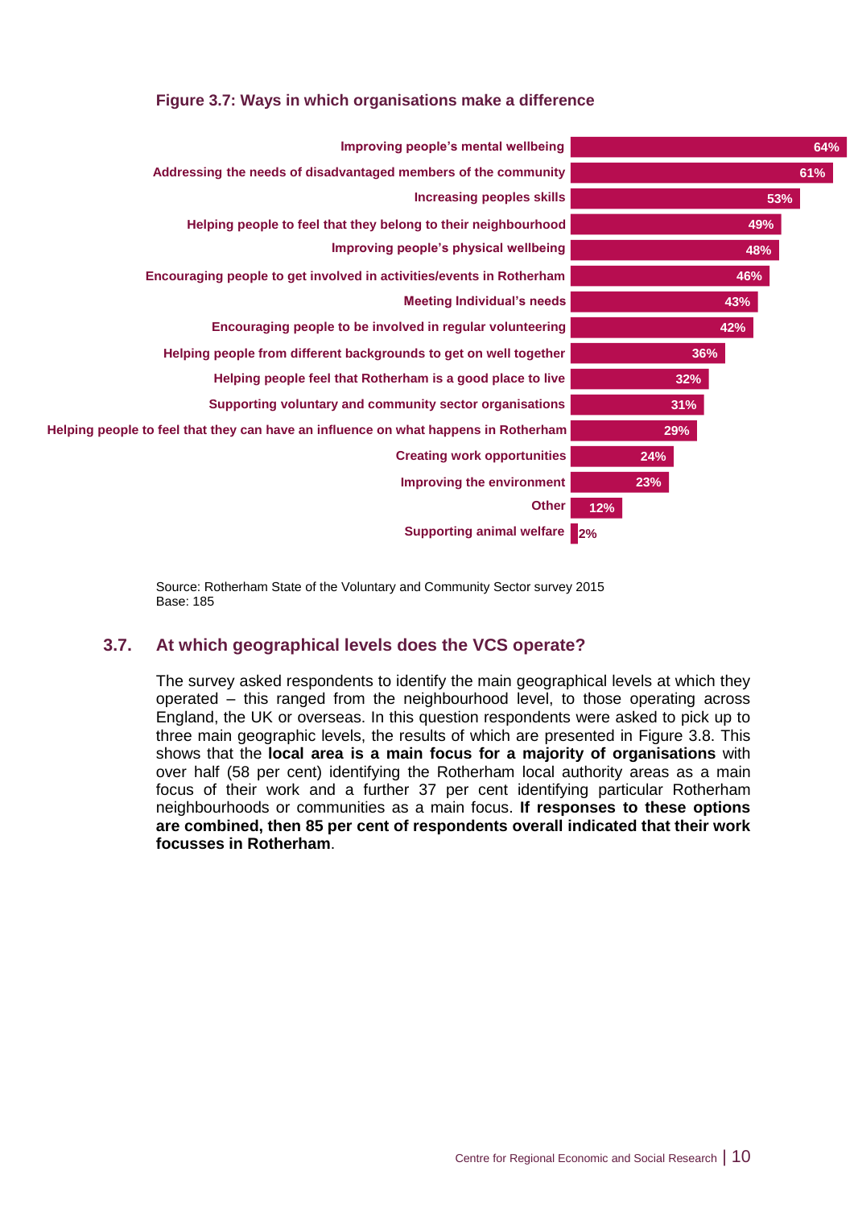**Figure 3.7: Ways in which organisations make a difference**

| Way | Per cent |
|---|---|
| Improving people's mental wellbeing | 64% |
| Addressing the needs of disadvantaged members of the community | 61% |
| Increasing peoples skills | 53% |
| Helping people to feel that they belong to their neighbourhood | 49% |
| Improving people's physical wellbeing | 48% |
| Encouraging people to get involved in activities/events in Rotherham | 46% |
| Meeting Individual's needs | 43% |
| Encouraging people to be involved in regular volunteering | 42% |
| Helping people from different backgrounds to get on well together | 36% |
| Helping people feel that Rotherham is a good place to live | 32% |
| Supporting voluntary and community sector organisations | 31% |
| Helping people to feel that they can have an influence on what happens in Rotherham | 29% |
| Creating work opportunities | 24% |
| Improving the environment | 23% |
| Other | 12% |
| Supporting animal welfare | 2% |

Source: Rotherham State of the Voluntary and Community Sector survey 2015
Base: 185

## 3.7. At which geographical levels does the VCS operate?

The survey asked respondents to identify the main geographical levels at which they operated – this ranged from the neighbourhood level, to those operating across England, the UK or overseas. In this question respondents were asked to pick up to three main geographic levels, the results of which are presented in Figure 3.8. This shows that the **local area is a main focus for a majority of organisations** with over half (58 per cent) identifying the Rotherham local authority areas as a main focus of their work and a further 37 per cent identifying particular Rotherham neighbourhoods or communities as a main focus. **If responses to these options are combined, then 85 per cent of respondents overall indicated that their work focusses in Rotherham**.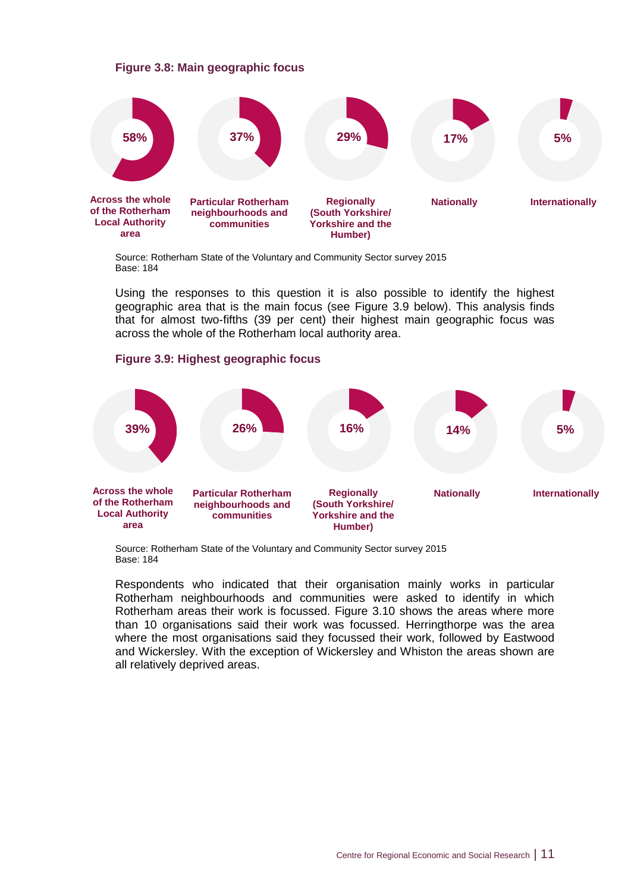**Figure 3.8: Main geographic focus**

| Across the whole of the Rotherham Local Authority area | Particular Rotherham neighbourhoods and communities | Regionally (South Yorkshire/ Yorkshire and the Humber) | Nationally | Internationally |
|---|---|---|---|---|
| 58% | 37% | 29% | 17% | 5% |

Source: Rotherham State of the Voluntary and Community Sector survey 2015
Base: 184

Using the responses to this question it is also possible to identify the highest geographic area that is the main focus (see Figure 3.9 below). This analysis finds that for almost two-fifths (39 per cent) their highest main geographic focus was across the whole of the Rotherham local authority area.

**Figure 3.9: Highest geographic focus**

| Across the whole of the Rotherham Local Authority area | Particular Rotherham neighbourhoods and communities | Regionally (South Yorkshire/ Yorkshire and the Humber) | Nationally | Internationally |
|---|---|---|---|---|
| 39% | 26% | 16% | 14% | 5% |

Source: Rotherham State of the Voluntary and Community Sector survey 2015
Base: 184

Respondents who indicated that their organisation mainly works in particular Rotherham neighbourhoods and communities were asked to identify in which Rotherham areas their work is focussed. Figure 3.10 shows the areas where more than 10 organisations said their work was focussed. Herringthorpe was the area where the most organisations said they focussed their work, followed by Eastwood and Wickersley. With the exception of Wickersley and Whiston the areas shown are all relatively deprived areas.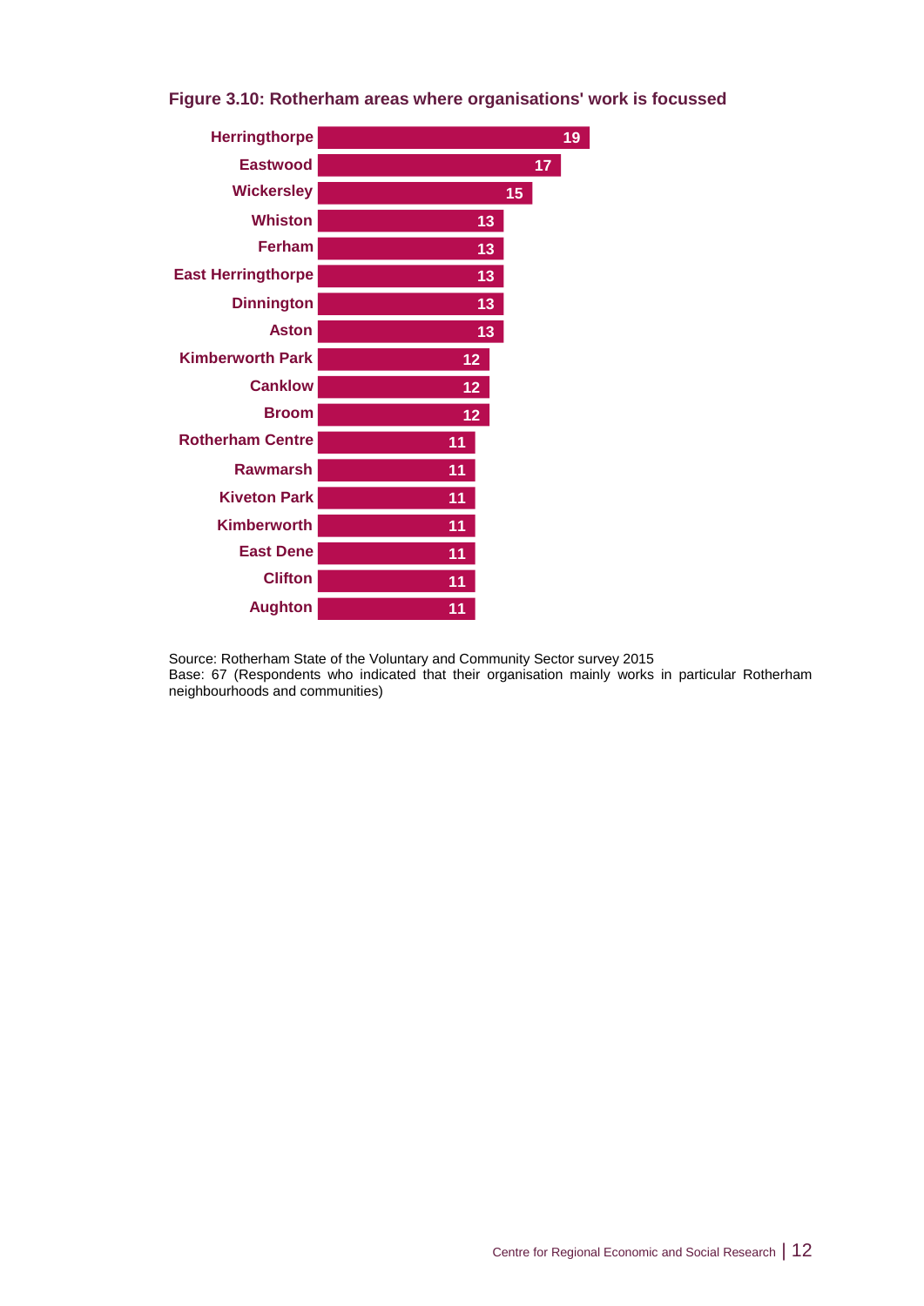**Figure 3.10: Rotherham areas where organisations' work is focussed**

| Area | Number |
| --- | --- |
| Herringthorpe | 19 |
| Eastwood | 17 |
| Wickersley | 15 |
| Whiston | 13 |
| Ferham | 13 |
| East Herringthorpe | 13 |
| Dinnington | 13 |
| Aston | 13 |
| Kimberworth Park | 12 |
| Canklow | 12 |
| Broom | 12 |
| Rotherham Centre | 11 |
| Rawmarsh | 11 |
| Kiveton Park | 11 |
| Kimberworth | 11 |
| East Dene | 11 |
| Clifton | 11 |
| Aughton | 11 |

Source: Rotherham State of the Voluntary and Community Sector survey 2015
Base: 67 (Respondents who indicated that their organisation mainly works in particular Rotherham neighbourhoods and communities)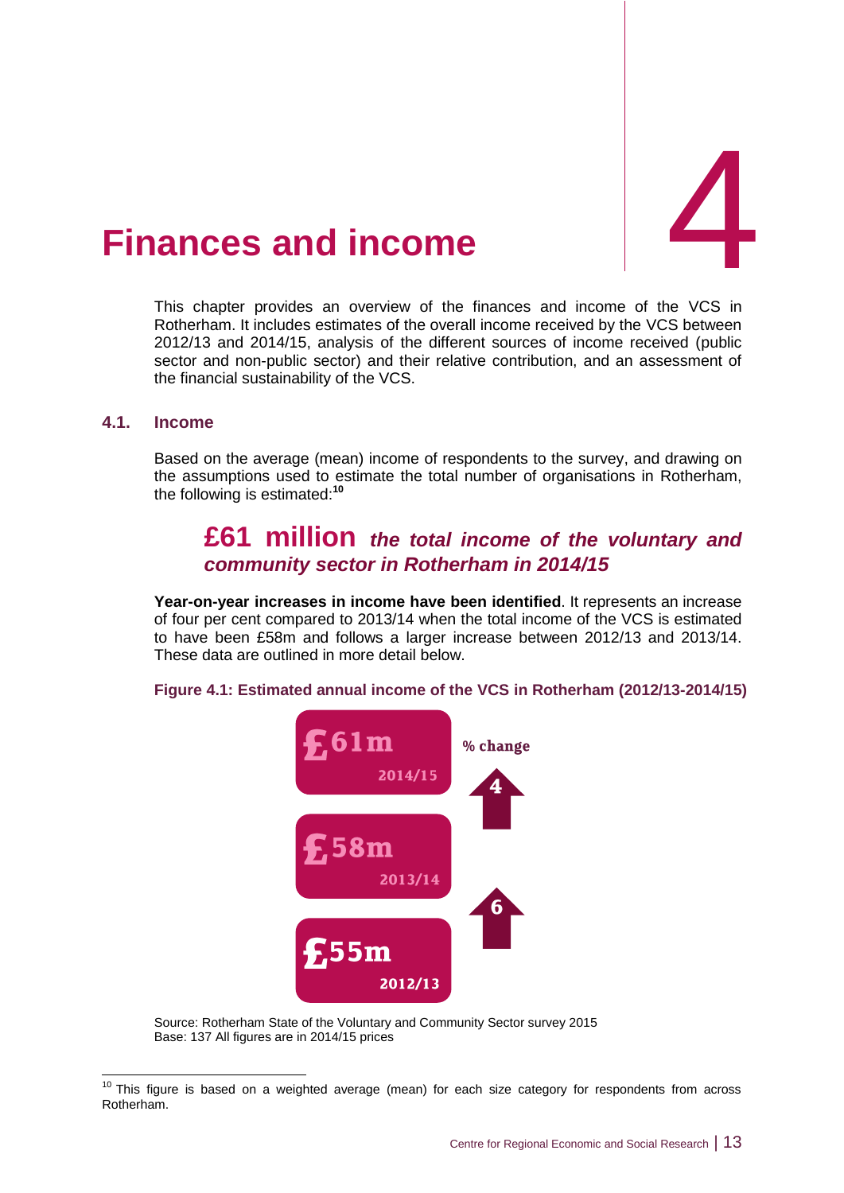# 4 Finances and income

This chapter provides an overview of the finances and income of the VCS in Rotherham. It includes estimates of the overall income received by the VCS between 2012/13 and 2014/15, analysis of the different sources of income received (public sector and non-public sector) and their relative contribution, and an assessment of the financial sustainability of the VCS.

## 4.1. Income

Based on the average (mean) income of respondents to the survey, and drawing on the assumptions used to estimate the total number of organisations in Rotherham, the following is estimated:[10]

### £61 million *the total income of the voluntary and community sector in Rotherham in 2014/15*

**Year-on-year increases in income have been identified**. It represents an increase of four per cent compared to 2013/14 when the total income of the VCS is estimated to have been £58m and follows a larger increase between 2012/13 and 2013/14. These data are outlined in more detail below.

**Figure 4.1: Estimated annual income of the VCS in Rotherham (2012/13-2014/15)**

| Year | Income | % change |
|---|---|---|
| 2014/15 | £61m | 4 |
| 2013/14 | £58m | 6 |
| 2012/13 | £55m | |

Source: Rotherham State of the Voluntary and Community Sector survey 2015
Base: 137 All figures are in 2014/15 prices

[10] This figure is based on a weighted average (mean) for each size category for respondents from across Rotherham.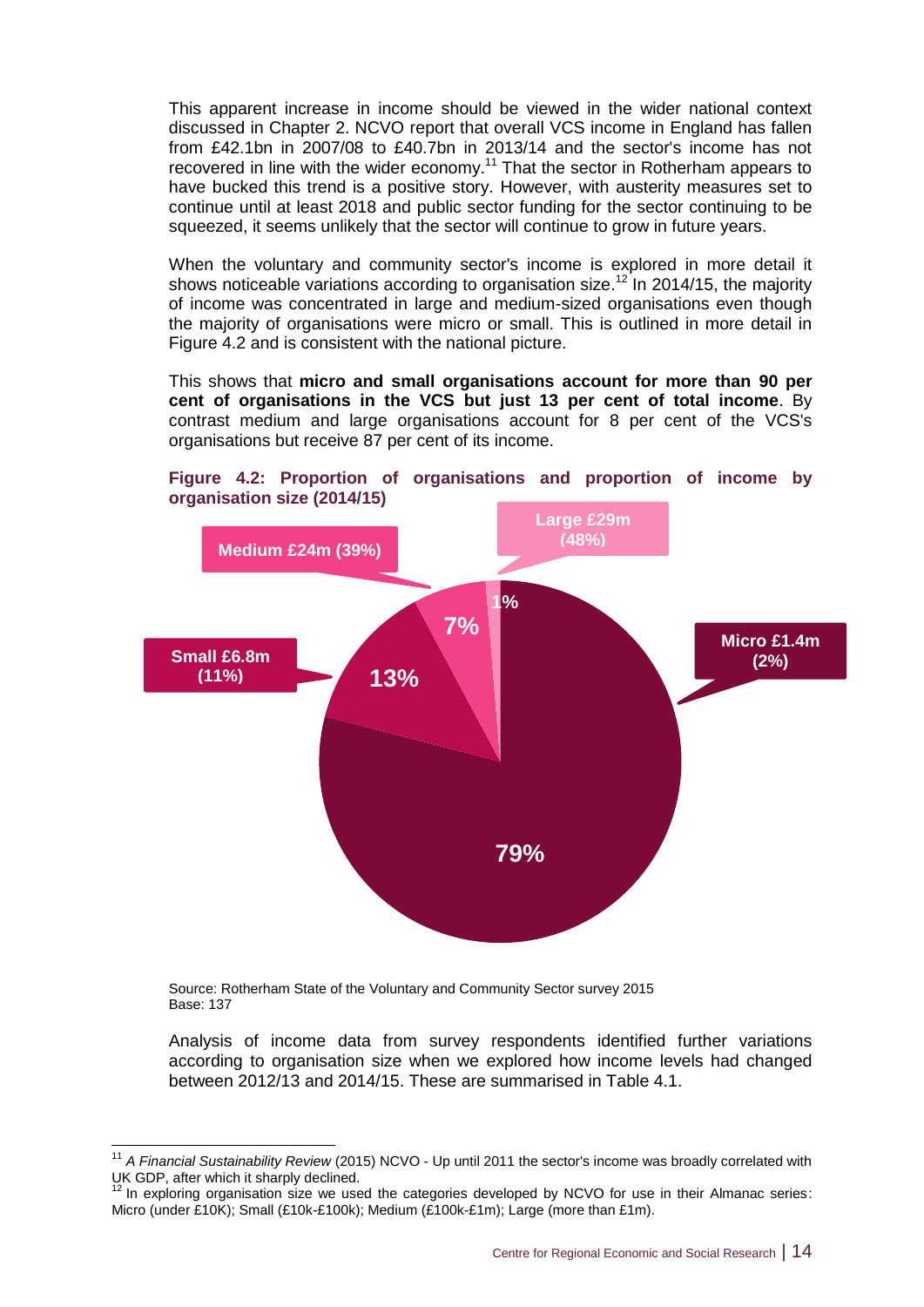This apparent increase in income should be viewed in the wider national context discussed in Chapter 2. NCVO report that overall VCS income in England has fallen from £42.1bn in 2007/08 to £40.7bn in 2013/14 and the sector's income has not recovered in line with the wider economy.[11] That the sector in Rotherham appears to have bucked this trend is a positive story. However, with austerity measures set to continue until at least 2018 and public sector funding for the sector continuing to be squeezed, it seems unlikely that the sector will continue to grow in future years.

When the voluntary and community sector's income is explored in more detail it shows noticeable variations according to organisation size.[12] In 2014/15, the majority of income was concentrated in large and medium-sized organisations even though the majority of organisations were micro or small. This is outlined in more detail in Figure 4.2 and is consistent with the national picture.

This shows that **micro and small organisations account for more than 90 per cent of organisations in the VCS but just 13 per cent of total income**. By contrast medium and large organisations account for 8 per cent of the VCS's organisations but receive 87 per cent of its income.

**Figure 4.2: Proportion of organisations and proportion of income by organisation size (2014/15)**

| Organisation size | Proportion of organisations | Income (proportion of income) |
| --- | --- | --- |
| Micro | 79% | £1.4m (2%) |
| Small | 13% | £6.8m (11%) |
| Medium | 7% | £24m (39%) |
| Large | 1% | £29m (48%) |

Source: Rotherham State of the Voluntary and Community Sector survey 2015
Base: 137

Analysis of income data from survey respondents identified further variations according to organisation size when we explored how income levels had changed between 2012/13 and 2014/15. These are summarised in Table 4.1.

[11] *A Financial Sustainability Review* (2015) NCVO - Up until 2011 the sector's income was broadly correlated with UK GDP, after which it sharply declined.

[12] In exploring organisation size we used the categories developed by NCVO for use in their Almanac series: Micro (under £10K); Small (£10k-£100k); Medium (£100k-£1m); Large (more than £1m).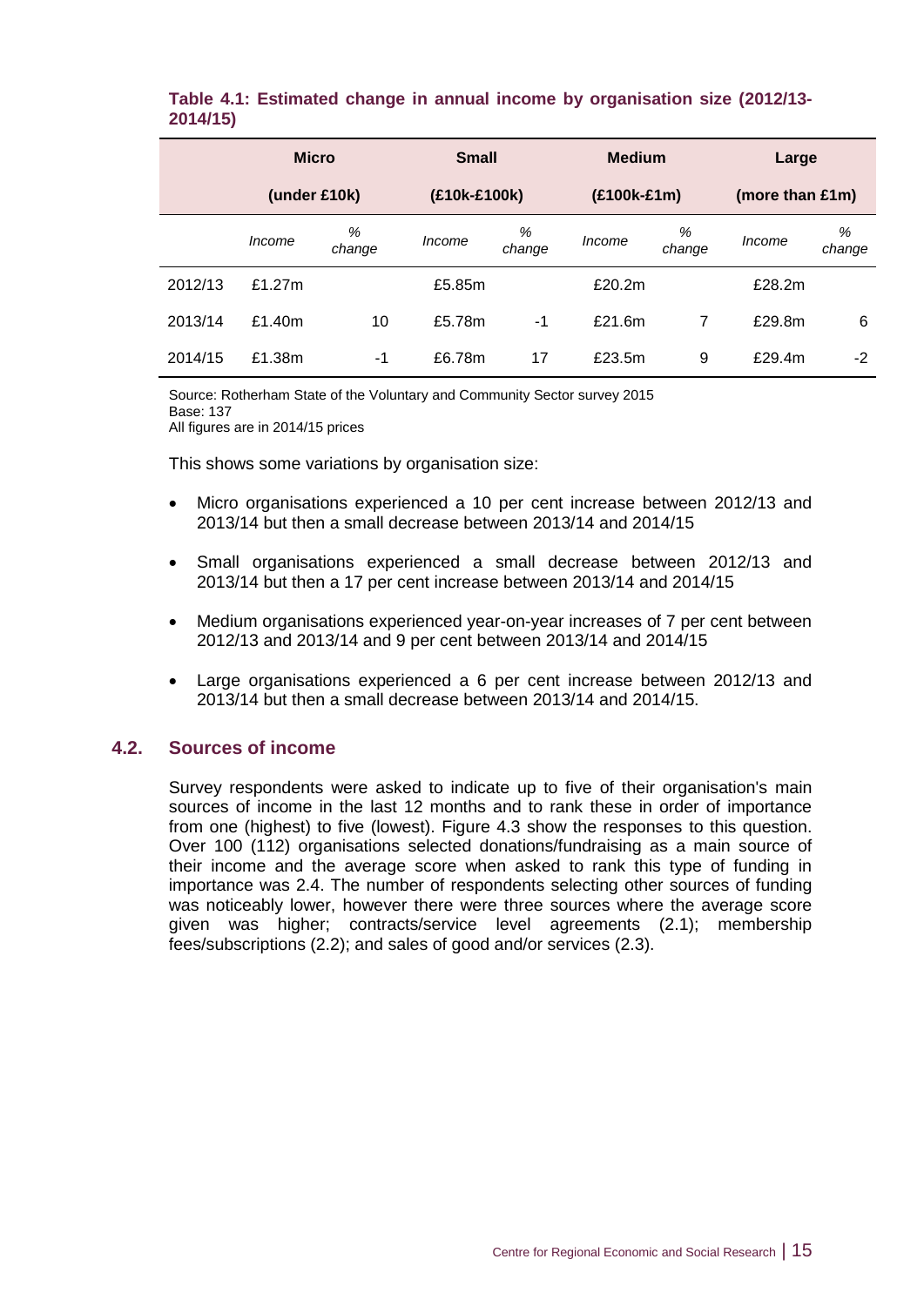**Table 4.1: Estimated change in annual income by organisation size (2012/13-2014/15)**

| | Micro (under £10k) | | Small (£10k-£100k) | | Medium (£100k-£1m) | | Large (more than £1m) | |
|---|---|---|---|---|---|---|---|---|
| | *Income* | *% change* | *Income* | *% change* | *Income* | *% change* | *Income* | *% change* |
| 2012/13 | £1.27m | | £5.85m | | £20.2m | | £28.2m | |
| 2013/14 | £1.40m | 10 | £5.78m | -1 | £21.6m | 7 | £29.8m | 6 |
| 2014/15 | £1.38m | -1 | £6.78m | 17 | £23.5m | 9 | £29.4m | -2 |

Source: Rotherham State of the Voluntary and Community Sector survey 2015
Base: 137
All figures are in 2014/15 prices

This shows some variations by organisation size:

- Micro organisations experienced a 10 per cent increase between 2012/13 and 2013/14 but then a small decrease between 2013/14 and 2014/15
- Small organisations experienced a small decrease between 2012/13 and 2013/14 but then a 17 per cent increase between 2013/14 and 2014/15
- Medium organisations experienced year-on-year increases of 7 per cent between 2012/13 and 2013/14 and 9 per cent between 2013/14 and 2014/15
- Large organisations experienced a 6 per cent increase between 2012/13 and 2013/14 but then a small decrease between 2013/14 and 2014/15.

## 4.2. Sources of income

Survey respondents were asked to indicate up to five of their organisation's main sources of income in the last 12 months and to rank these in order of importance from one (highest) to five (lowest). Figure 4.3 show the responses to this question. Over 100 (112) organisations selected donations/fundraising as a main source of their income and the average score when asked to rank this type of funding in importance was 2.4. The number of respondents selecting other sources of funding was noticeably lower, however there were three sources where the average score given was higher; contracts/service level agreements (2.1); membership fees/subscriptions (2.2); and sales of good and/or services (2.3).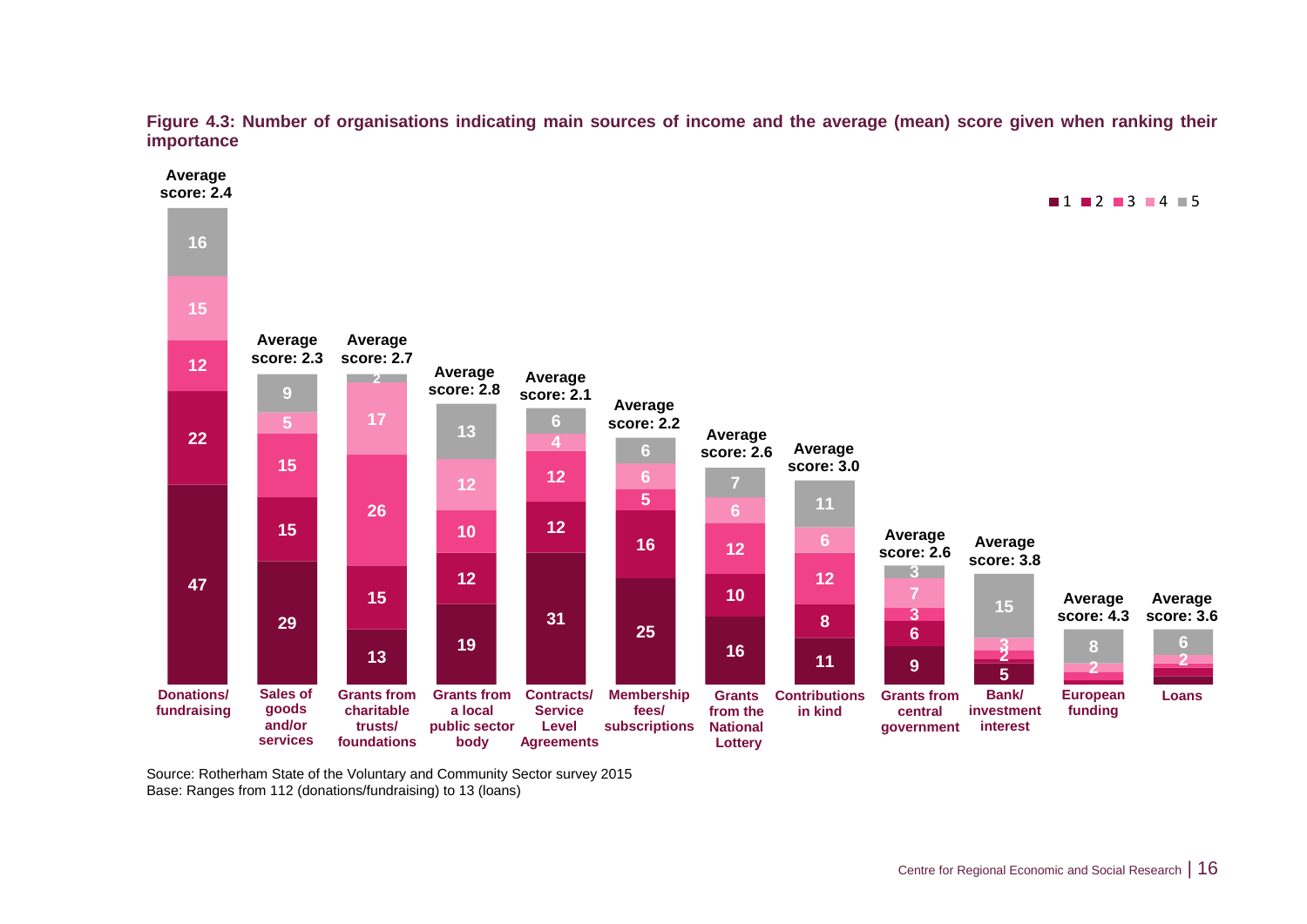**Figure 4.3: Number of organisations indicating main sources of income and the average (mean) score given when ranking their importance**

| Source of income | 1 | 2 | 3 | 4 | 5 | Average score |
|---|---|---|---|---|---|---|
| Donations/ fundraising | 47 | 22 | 12 | 15 | 16 | 2.4 |
| Sales of goods and/or services | 29 | 15 | 15 | 5 | 9 | 2.3 |
| Grants from charitable trusts/ foundations | 13 | 15 | 26 | 17 | 2 | 2.7 |
| Grants from a local public sector body | 19 | 12 | 10 | 12 | 13 | 2.8 |
| Contracts/ Service Level Agreements | 31 | 12 | 12 | 4 | 6 | 2.1 |
| Membership fees/ subscriptions | 25 | 16 | 5 | 6 | 6 | 2.2 |
| Grants from the National Lottery | 16 | 10 | 12 | 6 | 7 | 2.6 |
| Contributions in kind | 11 | 8 | 12 | 6 | 11 | 3.0 |
| Grants from central government | 9 | 6 | 3 | 7 | 3 | 2.6 |
| Bank/ investment interest | 5 | 2 | 2 | 3 | 15 | 3.8 |
| European funding | | | 2 | | 8 | 4.3 |
| Loans | | 2 | | | 6 | 3.6 |

Source: Rotherham State of the Voluntary and Community Sector survey 2015
Base: Ranges from 112 (donations/fundraising) to 13 (loans)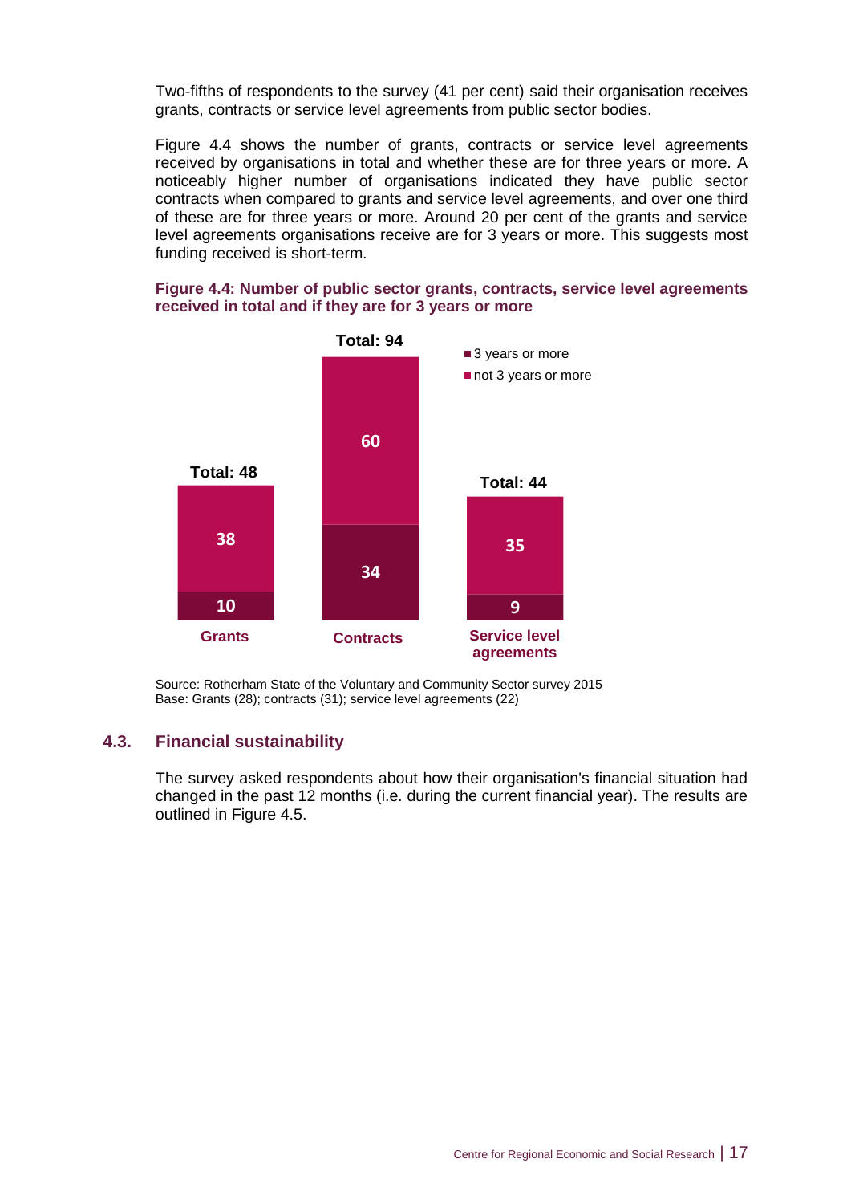Two-fifths of respondents to the survey (41 per cent) said their organisation receives grants, contracts or service level agreements from public sector bodies.

Figure 4.4 shows the number of grants, contracts or service level agreements received by organisations in total and whether these are for three years or more. A noticeably higher number of organisations indicated they have public sector contracts when compared to grants and service level agreements, and over one third of these are for three years or more. Around 20 per cent of the grants and service level agreements organisations receive are for 3 years or more. This suggests most funding received is short-term.

**Figure 4.4: Number of public sector grants, contracts, service level agreements received in total and if they are for 3 years or more**

| | 3 years or more | not 3 years or more | Total |
|---|---|---|---|
| Grants | 10 | 38 | 48 |
| Contracts | 34 | 60 | 94 |
| Service level agreements | 9 | 35 | 44 |

Source: Rotherham State of the Voluntary and Community Sector survey 2015
Base: Grants (28); contracts (31); service level agreements (22)

## 4.3. Financial sustainability

The survey asked respondents about how their organisation's financial situation had changed in the past 12 months (i.e. during the current financial year). The results are outlined in Figure 4.5.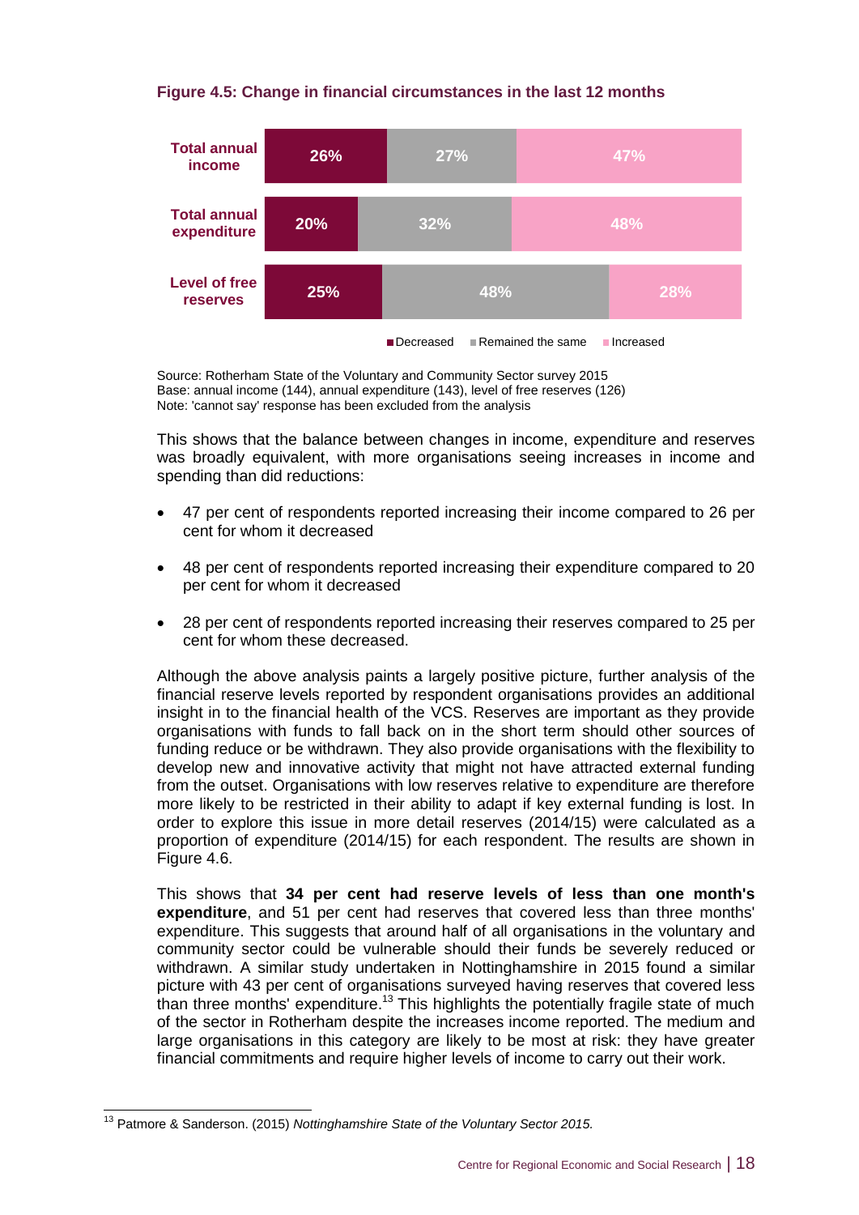**Figure 4.5: Change in financial circumstances in the last 12 months**

| | Decreased | Remained the same | Increased |
|---|---|---|---|
| Total annual income | 26% | 27% | 47% |
| Total annual expenditure | 20% | 32% | 48% |
| Level of free reserves | 25% | 48% | 28% |

Source: Rotherham State of the Voluntary and Community Sector survey 2015
Base: annual income (144), annual expenditure (143), level of free reserves (126)
Note: 'cannot say' response has been excluded from the analysis

This shows that the balance between changes in income, expenditure and reserves was broadly equivalent, with more organisations seeing increases in income and spending than did reductions:

- 47 per cent of respondents reported increasing their income compared to 26 per cent for whom it decreased
- 48 per cent of respondents reported increasing their expenditure compared to 20 per cent for whom it decreased
- 28 per cent of respondents reported increasing their reserves compared to 25 per cent for whom these decreased.

Although the above analysis paints a largely positive picture, further analysis of the financial reserve levels reported by respondent organisations provides an additional insight in to the financial health of the VCS. Reserves are important as they provide organisations with funds to fall back on in the short term should other sources of funding reduce or be withdrawn. They also provide organisations with the flexibility to develop new and innovative activity that might not have attracted external funding from the outset. Organisations with low reserves relative to expenditure are therefore more likely to be restricted in their ability to adapt if key external funding is lost. In order to explore this issue in more detail reserves (2014/15) were calculated as a proportion of expenditure (2014/15) for each respondent. The results are shown in Figure 4.6.

This shows that **34 per cent had reserve levels of less than one month's expenditure**, and 51 per cent had reserves that covered less than three months' expenditure. This suggests that around half of all organisations in the voluntary and community sector could be vulnerable should their funds be severely reduced or withdrawn. A similar study undertaken in Nottinghamshire in 2015 found a similar picture with 43 per cent of organisations surveyed having reserves that covered less than three months' expenditure.[13] This highlights the potentially fragile state of much of the sector in Rotherham despite the increases income reported. The medium and large organisations in this category are likely to be most at risk: they have greater financial commitments and require higher levels of income to carry out their work.

[13] Patmore & Sanderson. (2015) *Nottinghamshire State of the Voluntary Sector 2015.*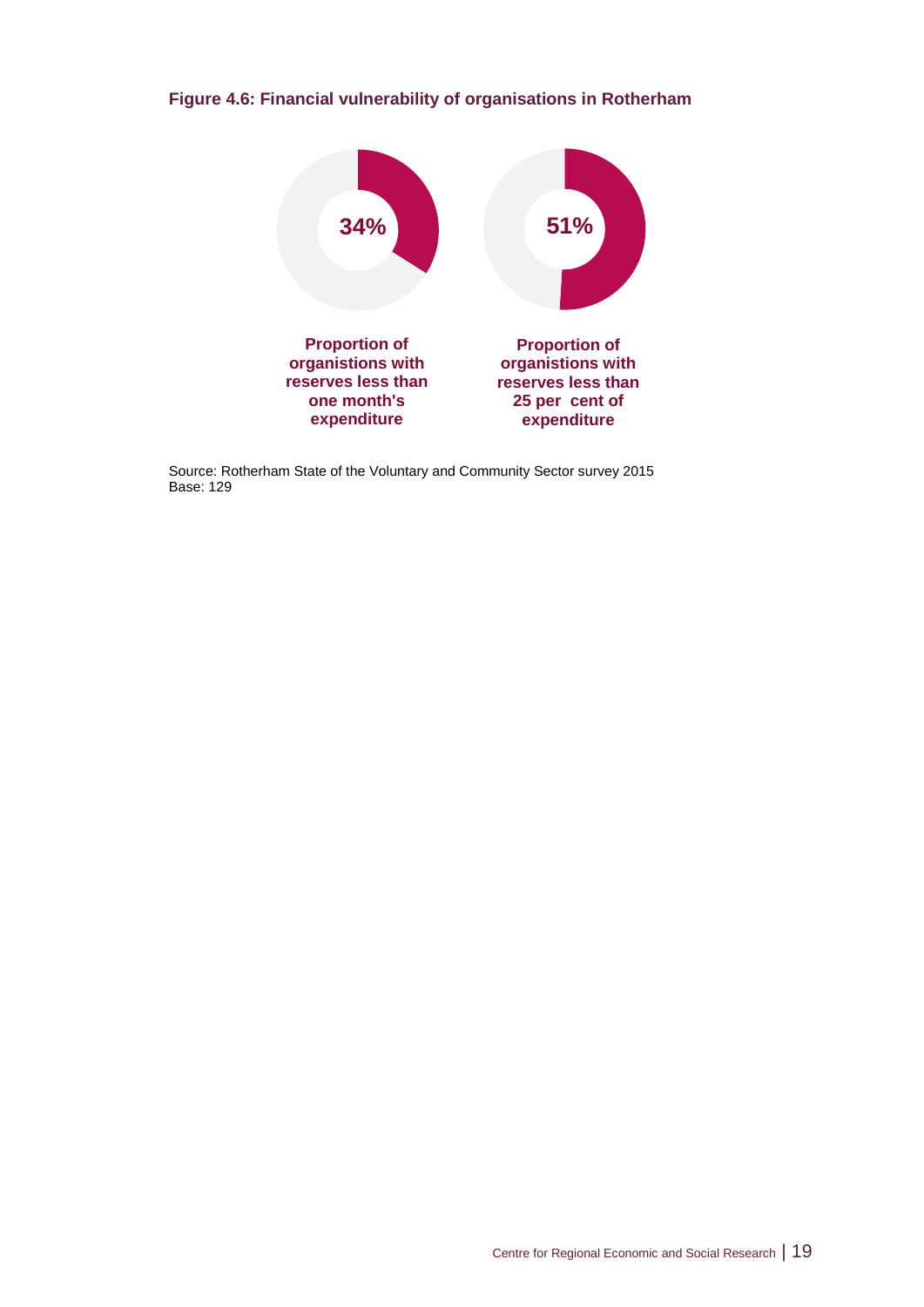**Figure 4.6: Financial vulnerability of organisations in Rotherham**

34%

**Proportion of organisations with reserves less than one month's expenditure**

51%

**Proportion of organisations with reserves less than 25 per cent of expenditure**

Source: Rotherham State of the Voluntary and Community Sector survey 2015
Base: 129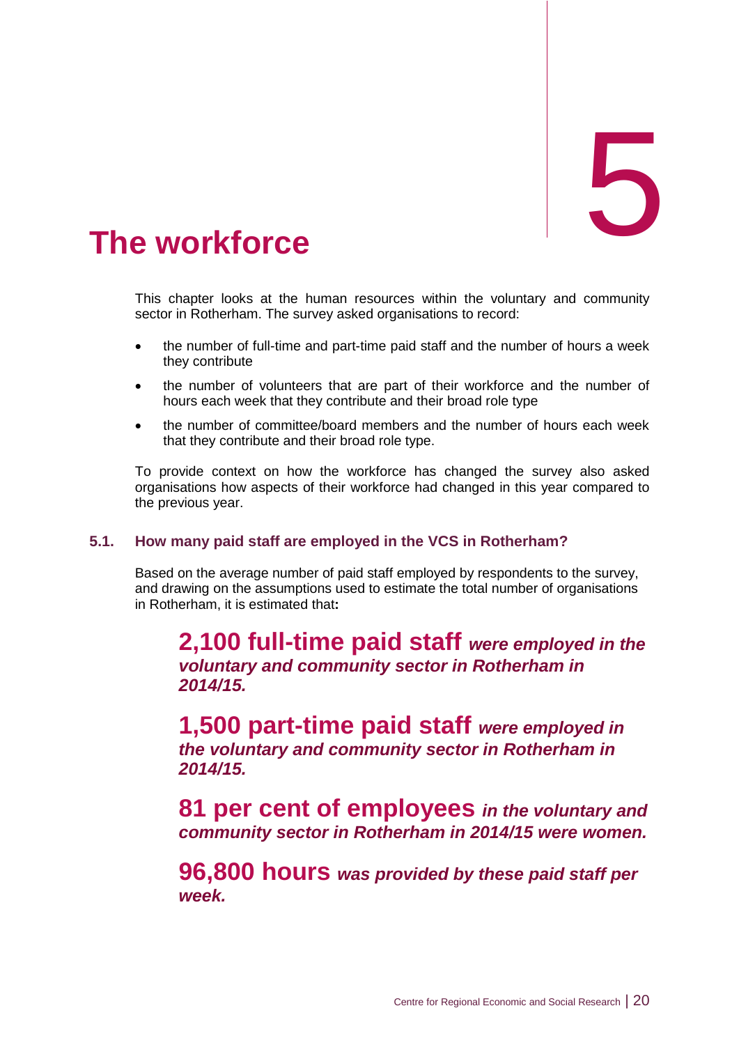# 5 The workforce

This chapter looks at the human resources within the voluntary and community sector in Rotherham. The survey asked organisations to record:

- the number of full-time and part-time paid staff and the number of hours a week they contribute
- the number of volunteers that are part of their workforce and the number of hours each week that they contribute and their broad role type
- the number of committee/board members and the number of hours each week that they contribute and their broad role type.

To provide context on how the workforce has changed the survey also asked organisations how aspects of their workforce had changed in this year compared to the previous year.

## 5.1. How many paid staff are employed in the VCS in Rotherham?

Based on the average number of paid staff employed by respondents to the survey, and drawing on the assumptions used to estimate the total number of organisations in Rotherham, it is estimated that**:**

**2,100 full-time paid staff** ***were employed in the voluntary and community sector in Rotherham in 2014/15.***

**1,500 part-time paid staff** ***were employed in the voluntary and community sector in Rotherham in 2014/15.***

**81 per cent of employees** ***in the voluntary and community sector in Rotherham in 2014/15 were women.***

**96,800 hours** ***was provided by these paid staff per week.***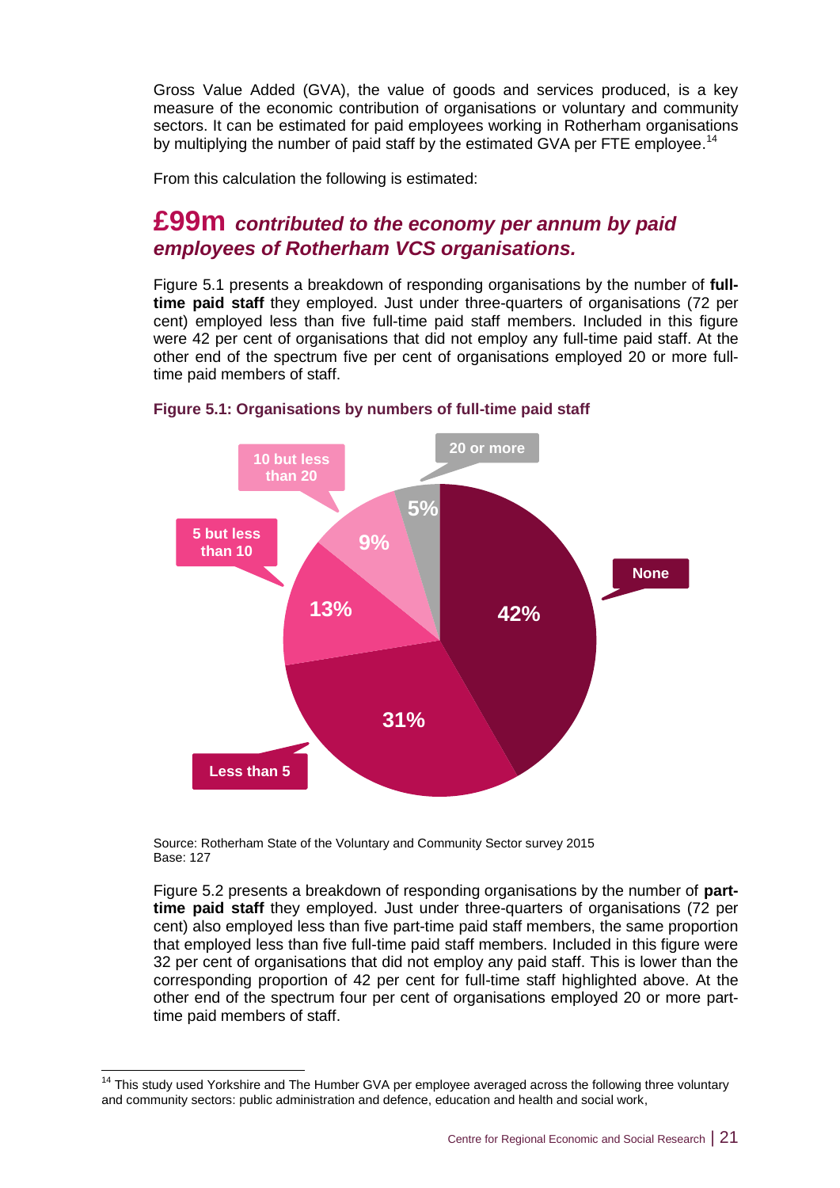Gross Value Added (GVA), the value of goods and services produced, is a key measure of the economic contribution of organisations or voluntary and community sectors. It can be estimated for paid employees working in Rotherham organisations by multiplying the number of paid staff by the estimated GVA per FTE employee.[14]

From this calculation the following is estimated:

## £99m *contributed to the economy per annum by paid employees of Rotherham VCS organisations.*

Figure 5.1 presents a breakdown of responding organisations by the number of **full-time paid staff** they employed. Just under three-quarters of organisations (72 per cent) employed less than five full-time paid staff members. Included in this figure were 42 per cent of organisations that did not employ any full-time paid staff. At the other end of the spectrum five per cent of organisations employed 20 or more full-time paid members of staff.

**Figure 5.1: Organisations by numbers of full-time paid staff**

| Number of full-time paid staff | Per cent |
|---|---|
| None | 42% |
| Less than 5 | 31% |
| 5 but less than 10 | 13% |
| 10 but less than 20 | 9% |
| 20 or more | 5% |

Source: Rotherham State of the Voluntary and Community Sector survey 2015
Base: 127

Figure 5.2 presents a breakdown of responding organisations by the number of **part-time paid staff** they employed. Just under three-quarters of organisations (72 per cent) also employed less than five part-time paid staff members, the same proportion that employed less than five full-time paid staff members. Included in this figure were 32 per cent of organisations that did not employ any paid staff. This is lower than the corresponding proportion of 42 per cent for full-time staff highlighted above. At the other end of the spectrum four per cent of organisations employed 20 or more part-time paid members of staff.

[14] This study used Yorkshire and The Humber GVA per employee averaged across the following three voluntary and community sectors: public administration and defence, education and health and social work,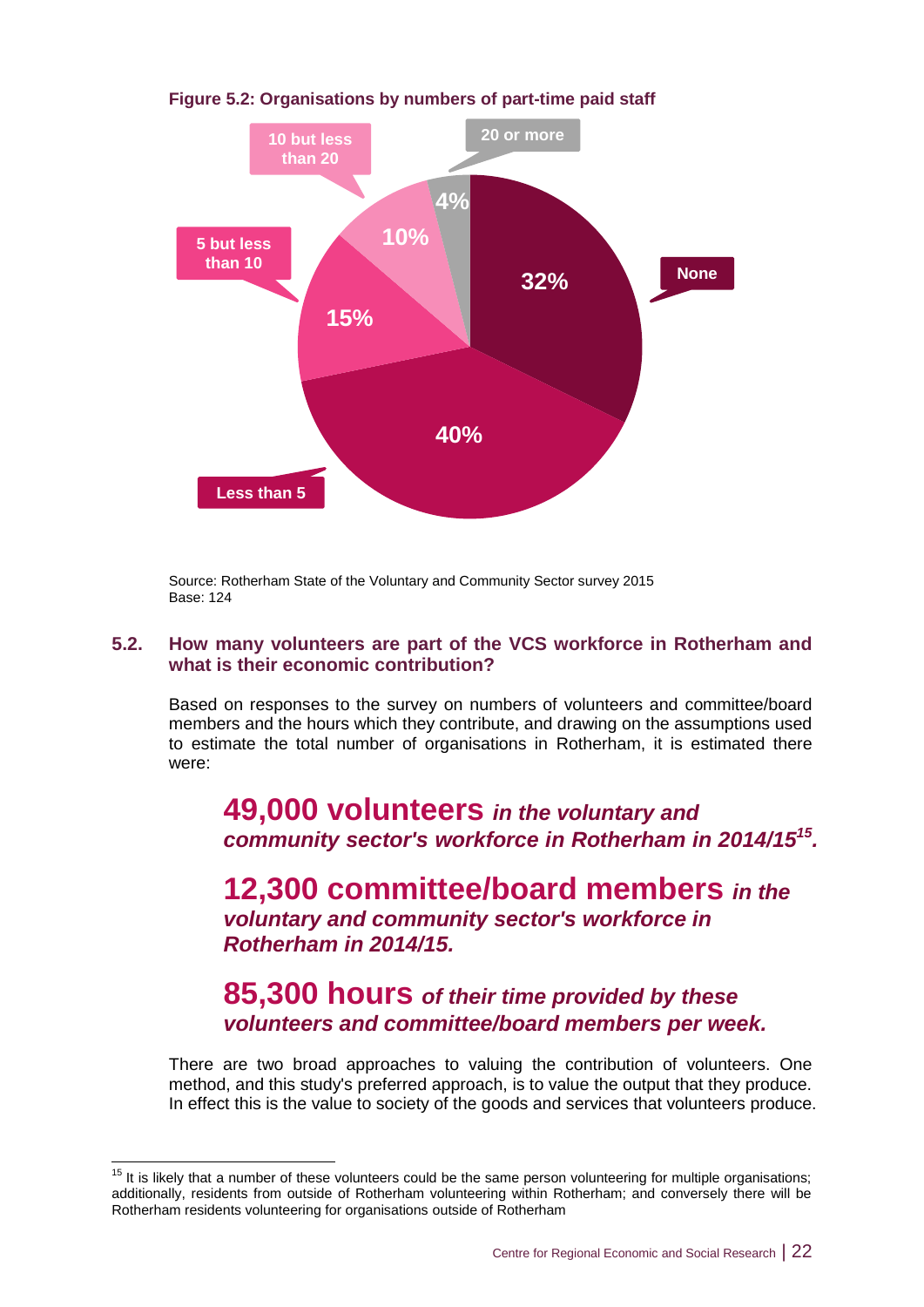**Figure 5.2: Organisations by numbers of part-time paid staff**

| Number of part-time paid staff | Percentage |
|---|---|
| None | 32% |
| Less than 5 | 40% |
| 5 but less than 10 | 15% |
| 10 but less than 20 | 10% |
| 20 or more | 4% |

Source: Rotherham State of the Voluntary and Community Sector survey 2015
Base: 124

## 5.2. How many volunteers are part of the VCS workforce in Rotherham and what is their economic contribution?

Based on responses to the survey on numbers of volunteers and committee/board members and the hours which they contribute, and drawing on the assumptions used to estimate the total number of organisations in Rotherham, it is estimated there were:

> **49,000 volunteers** ***in the voluntary and community sector's workforce in Rotherham in 2014/15[15].***
>
> **12,300 committee/board members** ***in the voluntary and community sector's workforce in Rotherham in 2014/15.***
>
> **85,300 hours** ***of their time provided by these volunteers and committee/board members per week.***

There are two broad approaches to valuing the contribution of volunteers. One method, and this study's preferred approach, is to value the output that they produce. In effect this is the value to society of the goods and services that volunteers produce.

---

[15] It is likely that a number of these volunteers could be the same person volunteering for multiple organisations; additionally, residents from outside of Rotherham volunteering within Rotherham; and conversely there will be Rotherham residents volunteering for organisations outside of Rotherham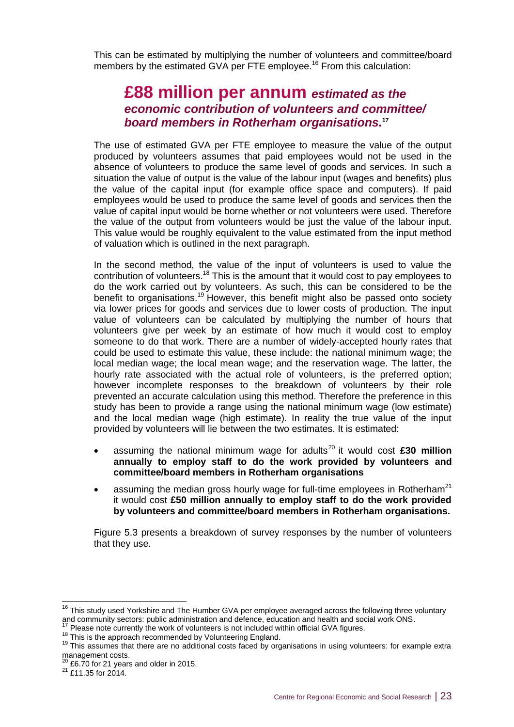This can be estimated by multiplying the number of volunteers and committee/board members by the estimated GVA per FTE employee.[16] From this calculation:

## £88 million per annum *estimated as the economic contribution of volunteers and committee/ board members in Rotherham organisations.*[17]

The use of estimated GVA per FTE employee to measure the value of the output produced by volunteers assumes that paid employees would not be used in the absence of volunteers to produce the same level of goods and services. In such a situation the value of output is the value of the labour input (wages and benefits) plus the value of the capital input (for example office space and computers). If paid employees would be used to produce the same level of goods and services then the value of capital input would be borne whether or not volunteers were used. Therefore the value of the output from volunteers would be just the value of the labour input. This value would be roughly equivalent to the value estimated from the input method of valuation which is outlined in the next paragraph.

In the second method, the value of the input of volunteers is used to value the contribution of volunteers.[18] This is the amount that it would cost to pay employees to do the work carried out by volunteers. As such, this can be considered to be the benefit to organisations.[19] However, this benefit might also be passed onto society via lower prices for goods and services due to lower costs of production. The input value of volunteers can be calculated by multiplying the number of hours that volunteers give per week by an estimate of how much it would cost to employ someone to do that work. There are a number of widely-accepted hourly rates that could be used to estimate this value, these include: the national minimum wage; the local median wage; the local mean wage; and the reservation wage. The latter, the hourly rate associated with the actual role of volunteers, is the preferred option; however incomplete responses to the breakdown of volunteers by their role prevented an accurate calculation using this method. Therefore the preference in this study has been to provide a range using the national minimum wage (low estimate) and the local median wage (high estimate). In reality the true value of the input provided by volunteers will lie between the two estimates. It is estimated:

- assuming the national minimum wage for adults[20] it would cost **£30 million annually to employ staff to do the work provided by volunteers and committee/board members in Rotherham organisations**
- assuming the median gross hourly wage for full-time employees in Rotherham[21] it would cost **£50 million annually to employ staff to do the work provided by volunteers and committee/board members in Rotherham organisations.**

Figure 5.3 presents a breakdown of survey responses by the number of volunteers that they use.

---

[16] This study used Yorkshire and The Humber GVA per employee averaged across the following three voluntary and community sectors: public administration and defence, education and health and social work ONS.

[17] Please note currently the work of volunteers is not included within official GVA figures.

[18] This is the approach recommended by Volunteering England.

[19] This assumes that there are no additional costs faced by organisations in using volunteers: for example extra management costs.

[20] £6.70 for 21 years and older in 2015.

[21] £11.35 for 2014.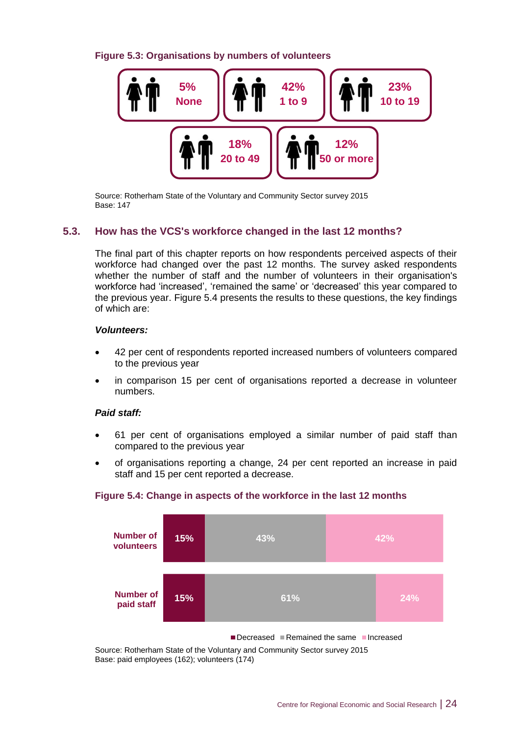**Figure 5.3: Organisations by numbers of volunteers**

| Number of volunteers | Percentage |
|---|---|
| None | 5% |
| 1 to 9 | 42% |
| 10 to 19 | 23% |
| 20 to 49 | 18% |
| 50 or more | 12% |

Source: Rotherham State of the Voluntary and Community Sector survey 2015
Base: 147

## 5.3. How has the VCS's workforce changed in the last 12 months?

The final part of this chapter reports on how respondents perceived aspects of their workforce had changed over the past 12 months. The survey asked respondents whether the number of staff and the number of volunteers in their organisation's workforce had 'increased', 'remained the same' or 'decreased' this year compared to the previous year. Figure 5.4 presents the results to these questions, the key findings of which are:

***Volunteers:***

- 42 per cent of respondents reported increased numbers of volunteers compared to the previous year
- in comparison 15 per cent of organisations reported a decrease in volunteer numbers.

***Paid staff:***

- 61 per cent of organisations employed a similar number of paid staff than compared to the previous year
- of organisations reporting a change, 24 per cent reported an increase in paid staff and 15 per cent reported a decrease.

**Figure 5.4: Change in aspects of the workforce in the last 12 months**

| | Decreased | Remained the same | Increased |
|---|---|---|---|
| Number of volunteers | 15% | 43% | 42% |
| Number of paid staff | 15% | 61% | 24% |

Source: Rotherham State of the Voluntary and Community Sector survey 2015
Base: paid employees (162); volunteers (174)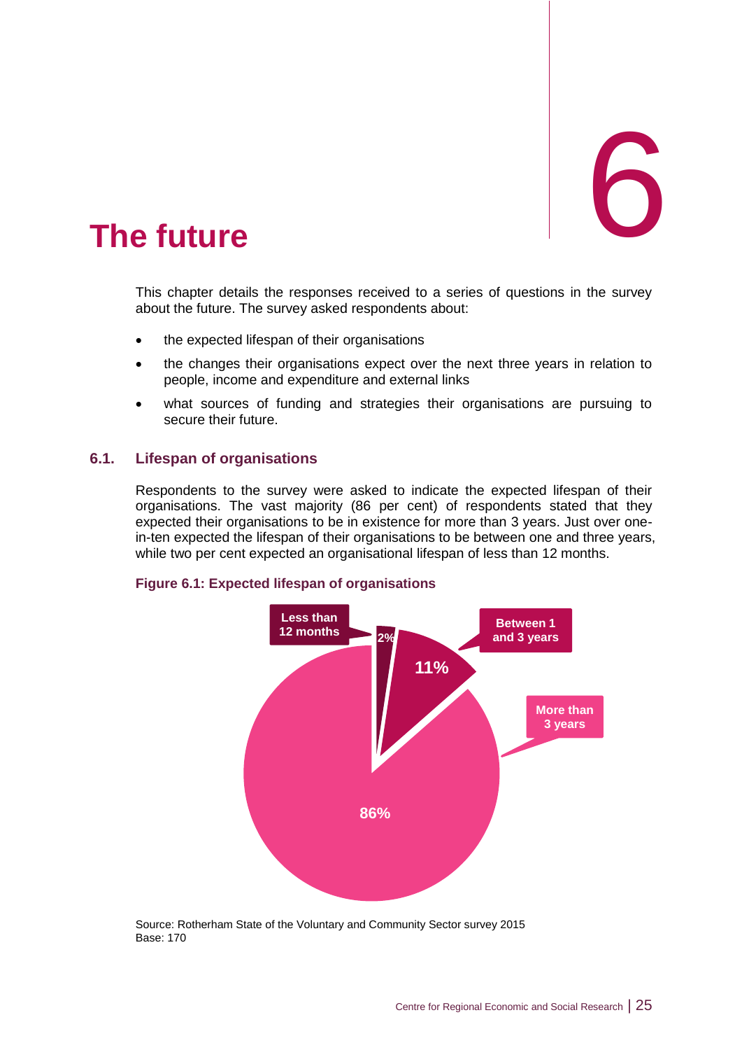# 6 The future

This chapter details the responses received to a series of questions in the survey about the future. The survey asked respondents about:

- the expected lifespan of their organisations
- the changes their organisations expect over the next three years in relation to people, income and expenditure and external links
- what sources of funding and strategies their organisations are pursuing to secure their future.

## 6.1. Lifespan of organisations

Respondents to the survey were asked to indicate the expected lifespan of their organisations. The vast majority (86 per cent) of respondents stated that they expected their organisations to be in existence for more than 3 years. Just over one-in-ten expected the lifespan of their organisations to be between one and three years, while two per cent expected an organisational lifespan of less than 12 months.

**Figure 6.1: Expected lifespan of organisations**

| Expected lifespan | Per cent |
|---|---|
| Less than 12 months | 2% |
| Between 1 and 3 years | 11% |
| More than 3 years | 86% |

Source: Rotherham State of the Voluntary and Community Sector survey 2015
Base: 170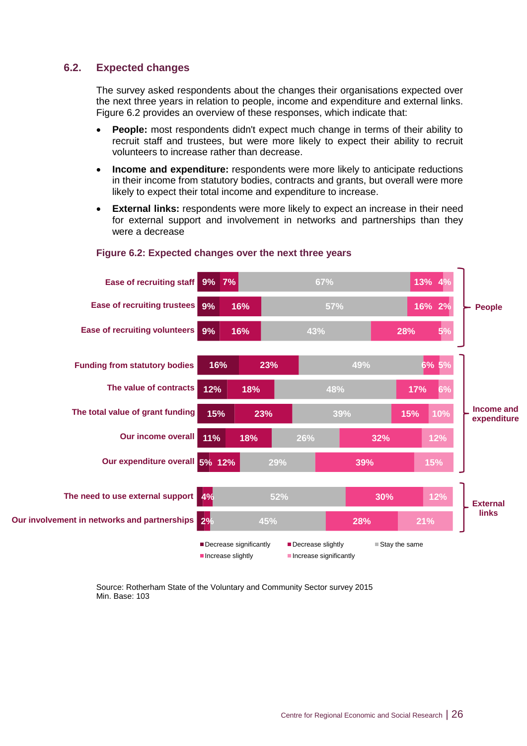## 6.2. Expected changes

The survey asked respondents about the changes their organisations expected over the next three years in relation to people, income and expenditure and external links. Figure 6.2 provides an overview of these responses, which indicate that:

- **People:** most respondents didn't expect much change in terms of their ability to recruit staff and trustees, but were more likely to expect their ability to recruit volunteers to increase rather than decrease.
- **Income and expenditure:** respondents were more likely to anticipate reductions in their income from statutory bodies, contracts and grants, but overall were more likely to expect their total income and expenditure to increase.
- **External links:** respondents were more likely to expect an increase in their need for external support and involvement in networks and partnerships than they were a decrease

**Figure 6.2: Expected changes over the next three years**

| Group | Item | Decrease significantly | Decrease slightly | Stay the same | Increase slightly | Increase significantly |
|---|---|---|---|---|---|---|
| People | Ease of recruiting staff | 9% | 7% | 67% | 13% | 4% |
| People | Ease of recruiting trustees | 9% | 16% | 57% | 16% | 2% |
| People | Ease of recruiting volunteers | 9% | 16% | 43% | 28% | 5% |
| Income and expenditure | Funding from statutory bodies | 16% | 23% | 49% | 6% | 5% |
| Income and expenditure | The value of contracts | 12% | 18% | 48% | 17% | 6% |
| Income and expenditure | The total value of grant funding | 15% | 23% | 39% | 15% | 10% |
| Income and expenditure | Our income overall | 11% | 18% | 26% | 32% | 12% |
| Income and expenditure | Our expenditure overall | 5% | 12% | 29% | 39% | 15% |
| External links | The need to use external support | | 4% | 52% | 30% | 12% |
| External links | Our involvement in networks and partnerships | | 2% | 45% | 28% | 21% |

Source: Rotherham State of the Voluntary and Community Sector survey 2015
Min. Base: 103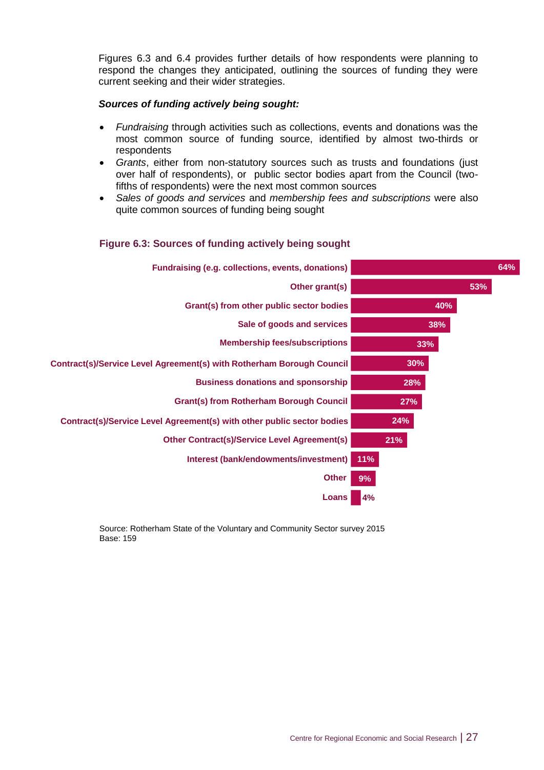Figures 6.3 and 6.4 provides further details of how respondents were planning to respond the changes they anticipated, outlining the sources of funding they were current seeking and their wider strategies.

***Sources of funding actively being sought:***

- *Fundraising* through activities such as collections, events and donations was the most common source of funding source, identified by almost two-thirds or respondents
- *Grants*, either from non-statutory sources such as trusts and foundations (just over half of respondents), or public sector bodies apart from the Council (two-fifths of respondents) were the next most common sources
- *Sales of goods and services* and *membership fees and subscriptions* were also quite common sources of funding being sought

**Figure 6.3: Sources of funding actively being sought**

| Source | % |
|---|---|
| Fundraising (e.g. collections, events, donations) | 64% |
| Other grant(s) | 53% |
| Grant(s) from other public sector bodies | 40% |
| Sale of goods and services | 38% |
| Membership fees/subscriptions | 33% |
| Contract(s)/Service Level Agreement(s) with Rotherham Borough Council | 30% |
| Business donations and sponsorship | 28% |
| Grant(s) from Rotherham Borough Council | 27% |
| Contract(s)/Service Level Agreement(s) with other public sector bodies | 24% |
| Other Contract(s)/Service Level Agreement(s) | 21% |
| Interest (bank/endowments/investment) | 11% |
| Other | 9% |
| Loans | 4% |

Source: Rotherham State of the Voluntary and Community Sector survey 2015
Base: 159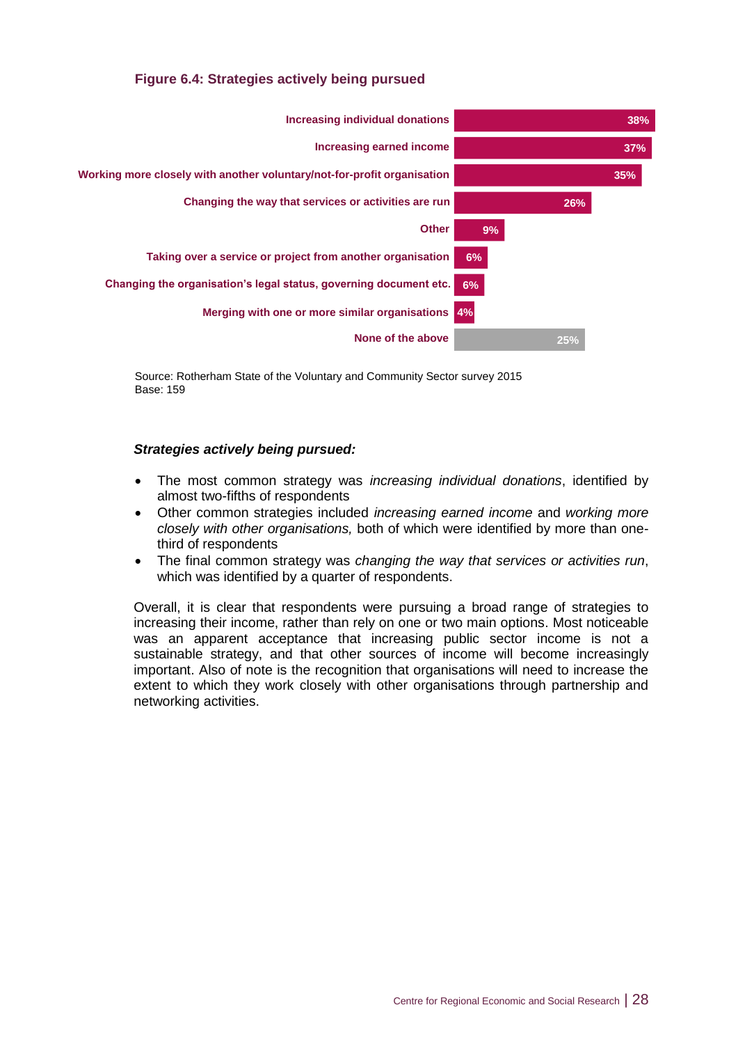**Figure 6.4: Strategies actively being pursued**

| Strategy | % |
|---|---|
| Increasing individual donations | 38% |
| Increasing earned income | 37% |
| Working more closely with another voluntary/not-for-profit organisation | 35% |
| Changing the way that services or activities are run | 26% |
| Other | 9% |
| Taking over a service or project from another organisation | 6% |
| Changing the organisation's legal status, governing document etc. | 6% |
| Merging with one or more similar organisations | 4% |
| None of the above | 25% |

Source: Rotherham State of the Voluntary and Community Sector survey 2015
Base: 159

***Strategies actively being pursued:***

- The most common strategy was *increasing individual donations*, identified by almost two-fifths of respondents
- Other common strategies included *increasing earned income* and *working more closely with other organisations,* both of which were identified by more than one-third of respondents
- The final common strategy was *changing the way that services or activities run*, which was identified by a quarter of respondents.

Overall, it is clear that respondents were pursuing a broad range of strategies to increasing their income, rather than rely on one or two main options. Most noticeable was an apparent acceptance that increasing public sector income is not a sustainable strategy, and that other sources of income will become increasingly important. Also of note is the recognition that organisations will need to increase the extent to which they work closely with other organisations through partnership and networking activities.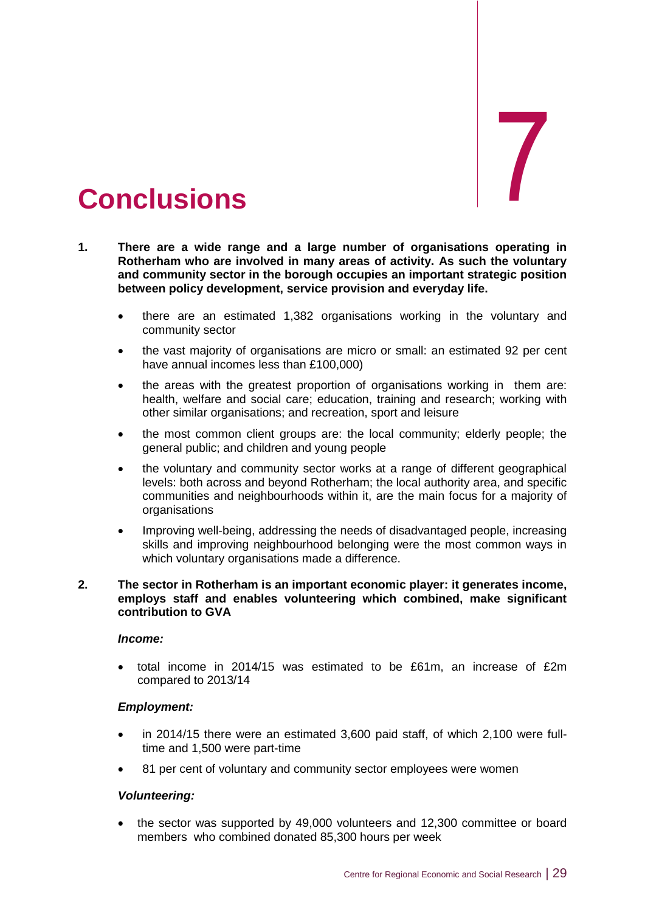# 7 Conclusions

1. **There are a wide range and a large number of organisations operating in Rotherham who are involved in many areas of activity. As such the voluntary and community sector in the borough occupies an important strategic position between policy development, service provision and everyday life.**

   - there are an estimated 1,382 organisations working in the voluntary and community sector
   - the vast majority of organisations are micro or small: an estimated 92 per cent have annual incomes less than £100,000)
   - the areas with the greatest proportion of organisations working in them are: health, welfare and social care; education, training and research; working with other similar organisations; and recreation, sport and leisure
   - the most common client groups are: the local community; elderly people; the general public; and children and young people
   - the voluntary and community sector works at a range of different geographical levels: both across and beyond Rotherham; the local authority area, and specific communities and neighbourhoods within it, are the main focus for a majority of organisations
   - Improving well-being, addressing the needs of disadvantaged people, increasing skills and improving neighbourhood belonging were the most common ways in which voluntary organisations made a difference.

2. **The sector in Rotherham is an important economic player: it generates income, employs staff and enables volunteering which combined, make significant contribution to GVA**

   ***Income:***

   - total income in 2014/15 was estimated to be £61m, an increase of £2m compared to 2013/14

   ***Employment:***

   - in 2014/15 there were an estimated 3,600 paid staff, of which 2,100 were full-time and 1,500 were part-time
   - 81 per cent of voluntary and community sector employees were women

   ***Volunteering:***

   - the sector was supported by 49,000 volunteers and 12,300 committee or board members who combined donated 85,300 hours per week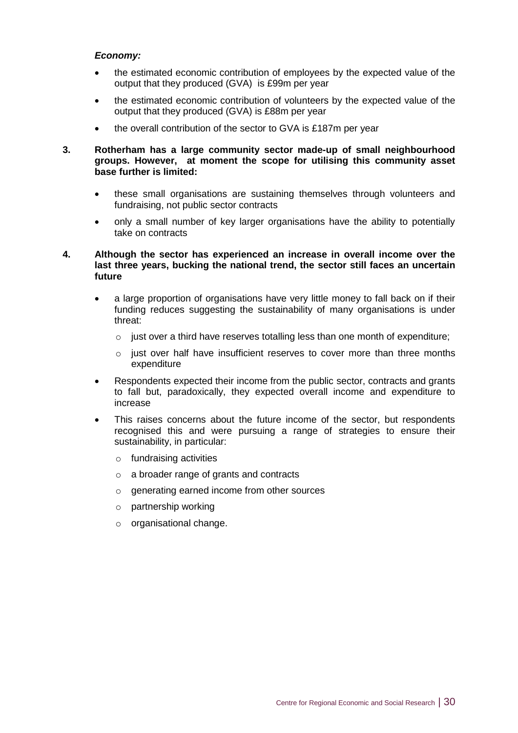***Economy:***

- the estimated economic contribution of employees by the expected value of the output that they produced (GVA) is £99m per year
- the estimated economic contribution of volunteers by the expected value of the output that they produced (GVA) is £88m per year
- the overall contribution of the sector to GVA is £187m per year

**3. Rotherham has a large community sector made-up of small neighbourhood groups. However, at moment the scope for utilising this community asset base further is limited:**

- these small organisations are sustaining themselves through volunteers and fundraising, not public sector contracts
- only a small number of key larger organisations have the ability to potentially take on contracts

**4. Although the sector has experienced an increase in overall income over the last three years, bucking the national trend, the sector still faces an uncertain future**

- a large proportion of organisations have very little money to fall back on if their funding reduces suggesting the sustainability of many organisations is under threat:
  - just over a third have reserves totalling less than one month of expenditure;
  - just over half have insufficient reserves to cover more than three months expenditure
- Respondents expected their income from the public sector, contracts and grants to fall but, paradoxically, they expected overall income and expenditure to increase
- This raises concerns about the future income of the sector, but respondents recognised this and were pursuing a range of strategies to ensure their sustainability, in particular:
  - fundraising activities
  - a broader range of grants and contracts
  - generating earned income from other sources
  - partnership working
  - organisational change.